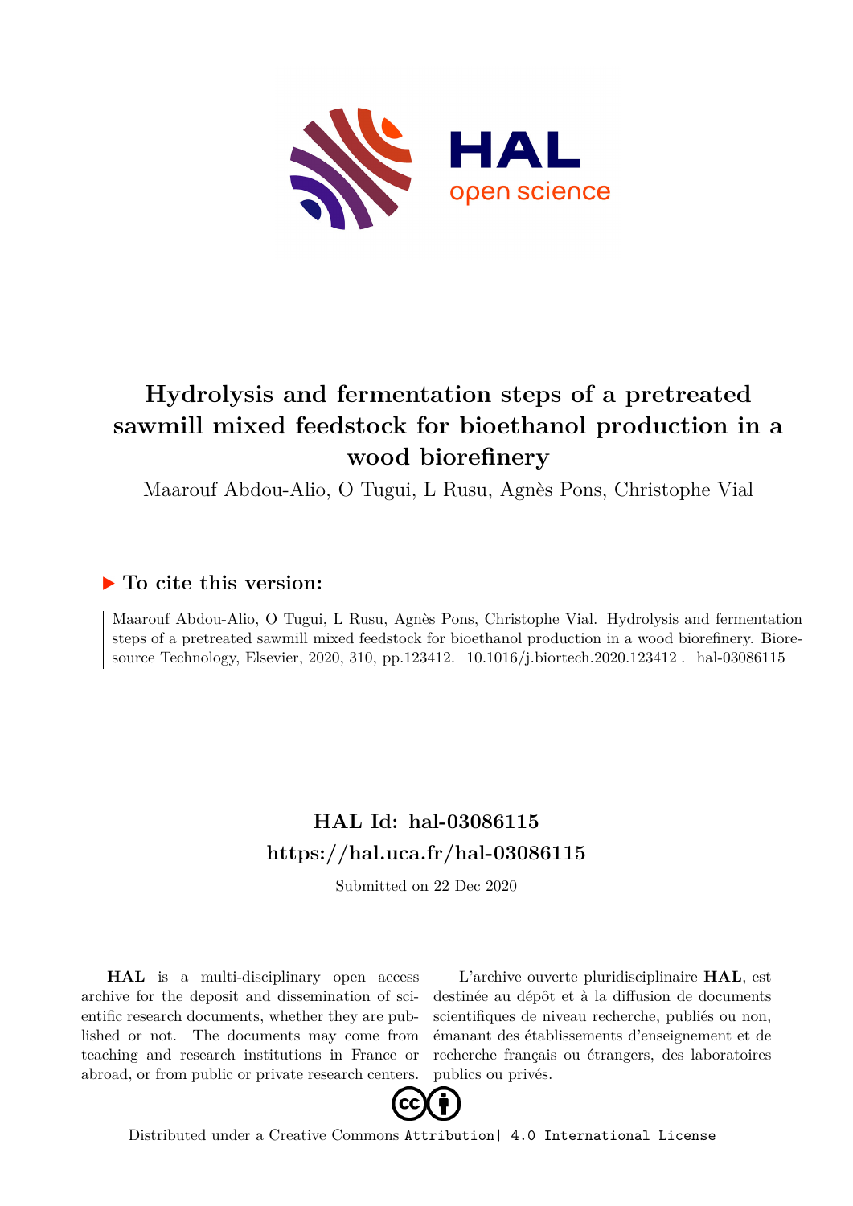# Hydrolysis and fermentation steps of a pretreated sawmill mixed feedstock for bioethanol production in a wood biorefinery

Maarouf Abdou-Alio, O Tugui, L Rusu, Agnès Pons, Christophe Vial

## ▶ To cite this version:

Maarouf Abdou-Alio, O Tugui, L Rusu, Agnès Pons, Christophe Vial. Hydrolysis and fermentation steps of a pretreated sawmill mixed feedstock for bioethanol production in a wood biorefinery. Bioresource Technology, Elsevier, 2020, 310, pp.123412. 10.1016/j.biortech.2020.123412. hal-03086115

## HAL Id: hal-03086115
## https://hal.uca.fr/hal-03086115

Submitted on 22 Dec 2020

**HAL** is a multi-disciplinary open access archive for the deposit and dissemination of scientific research documents, whether they are published or not. The documents may come from teaching and research institutions in France or abroad, or from public or private research centers.

L'archive ouverte pluridisciplinaire **HAL**, est destinée au dépôt et à la diffusion de documents scientifiques de niveau recherche, publiés ou non, émanant des établissements d'enseignement et de recherche français ou étrangers, des laboratoires publics ou privés.

Distributed under a Creative Commons Attribution| 4.0 International License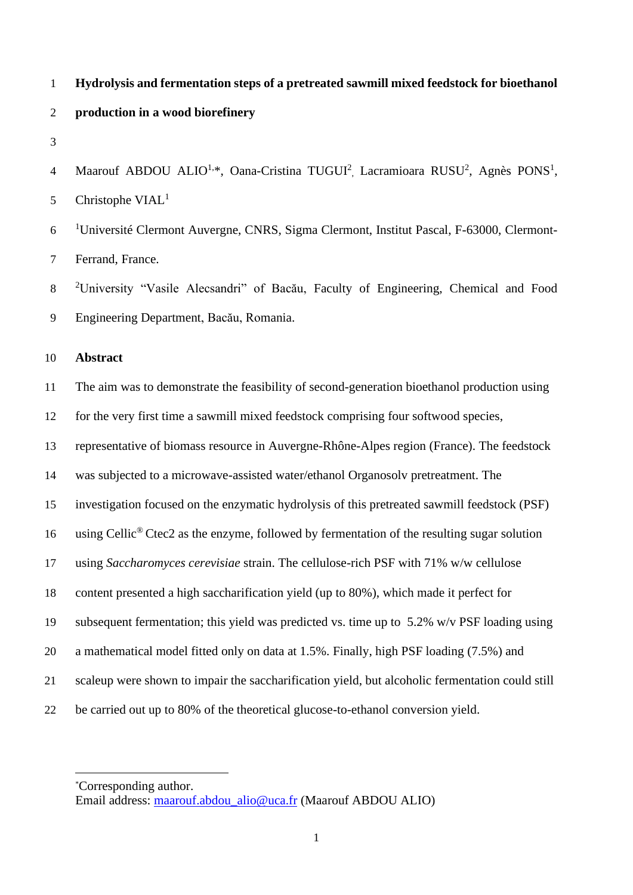# Hydrolysis and fermentation steps of a pretreated sawmill mixed feedstock for bioethanol production in a wood biorefinery

Maarouf ABDOU ALIO[1,*], Oana-Cristina TUGUI[2], Lacramioara RUSU[2], Agnès PONS[1], Christophe VIAL[1]

[1]Université Clermont Auvergne, CNRS, Sigma Clermont, Institut Pascal, F-63000, Clermont-Ferrand, France.

[2]University "Vasile Alecsandri" of Bacău, Faculty of Engineering, Chemical and Food Engineering Department, Bacău, Romania.

## Abstract

The aim was to demonstrate the feasibility of second-generation bioethanol production using for the very first time a sawmill mixed feedstock comprising four softwood species, representative of biomass resource in Auvergne-Rhône-Alpes region (France). The feedstock was subjected to a microwave-assisted water/ethanol Organosolv pretreatment. The investigation focused on the enzymatic hydrolysis of this pretreated sawmill feedstock (PSF) using Cellic® Ctec2 as the enzyme, followed by fermentation of the resulting sugar solution using *Saccharomyces cerevisiae* strain. The cellulose-rich PSF with 71% w/w cellulose content presented a high saccharification yield (up to 80%), which made it perfect for subsequent fermentation; this yield was predicted vs. time up to 5.2% w/v PSF loading using a mathematical model fitted only on data at 1.5%. Finally, high PSF loading (7.5%) and scaleup were shown to impair the saccharification yield, but alcoholic fermentation could still be carried out up to 80% of the theoretical glucose-to-ethanol conversion yield.

---

*Corresponding author.
Email address: maarouf.abdou_alio@uca.fr (Maarouf ABDOU ALIO)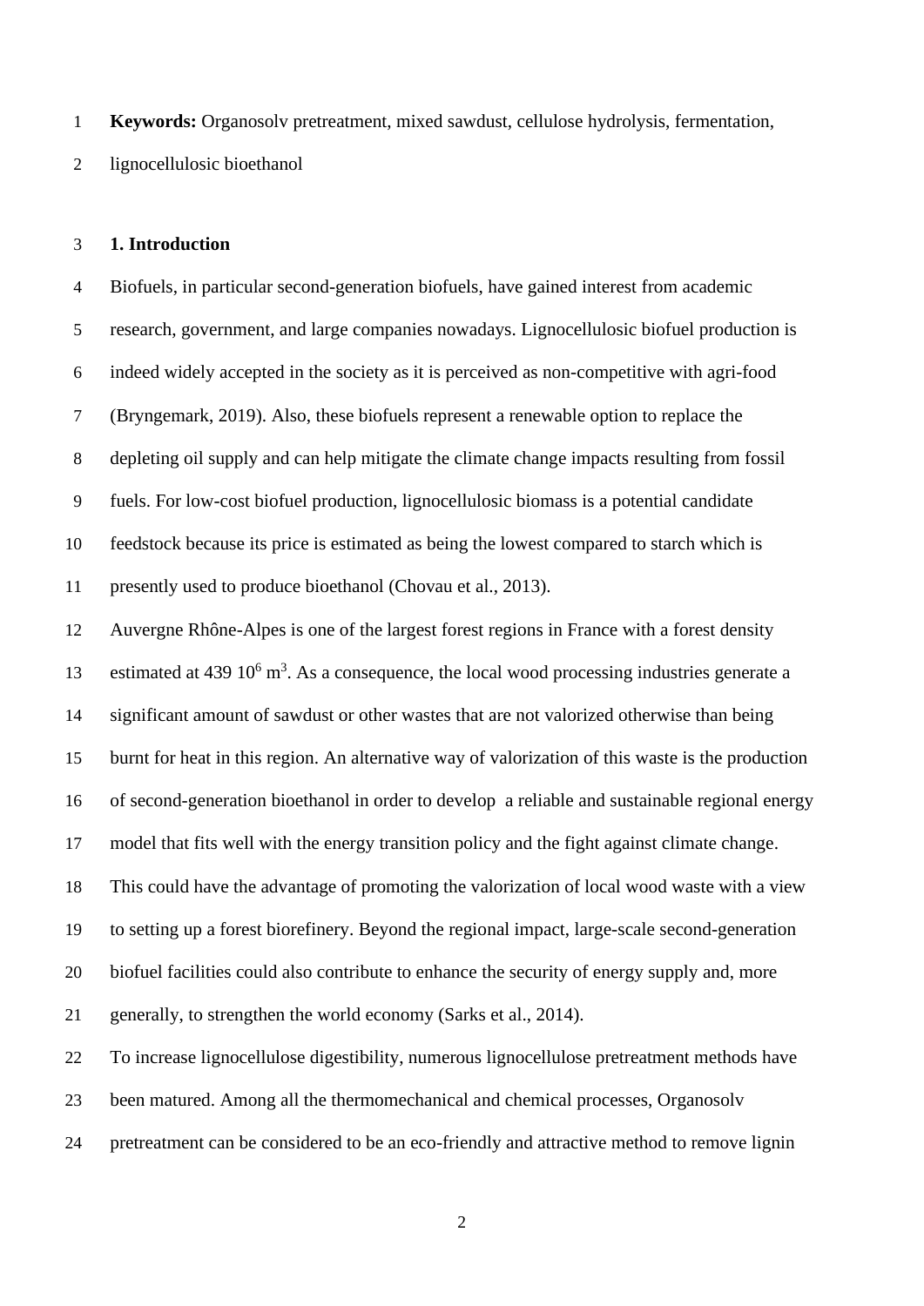**Keywords:** Organosolv pretreatment, mixed sawdust, cellulose hydrolysis, fermentation, lignocellulosic bioethanol

## 1. Introduction

Biofuels, in particular second-generation biofuels, have gained interest from academic research, government, and large companies nowadays. Lignocellulosic biofuel production is indeed widely accepted in the society as it is perceived as non-competitive with agri-food (Bryngemark, 2019). Also, these biofuels represent a renewable option to replace the depleting oil supply and can help mitigate the climate change impacts resulting from fossil fuels. For low-cost biofuel production, lignocellulosic biomass is a potential candidate feedstock because its price is estimated as being the lowest compared to starch which is presently used to produce bioethanol (Chovau et al., 2013).

Auvergne Rhône-Alpes is one of the largest forest regions in France with a forest density estimated at 439 $10^6$ $m^3$. As a consequence, the local wood processing industries generate a significant amount of sawdust or other wastes that are not valorized otherwise than being burnt for heat in this region. An alternative way of valorization of this waste is the production of second-generation bioethanol in order to develop a reliable and sustainable regional energy model that fits well with the energy transition policy and the fight against climate change. This could have the advantage of promoting the valorization of local wood waste with a view to setting up a forest biorefinery. Beyond the regional impact, large-scale second-generation biofuel facilities could also contribute to enhance the security of energy supply and, more generally, to strengthen the world economy (Sarks et al., 2014).

To increase lignocellulose digestibility, numerous lignocellulose pretreatment methods have been matured. Among all the thermomechanical and chemical processes, Organosolv pretreatment can be considered to be an eco-friendly and attractive method to remove lignin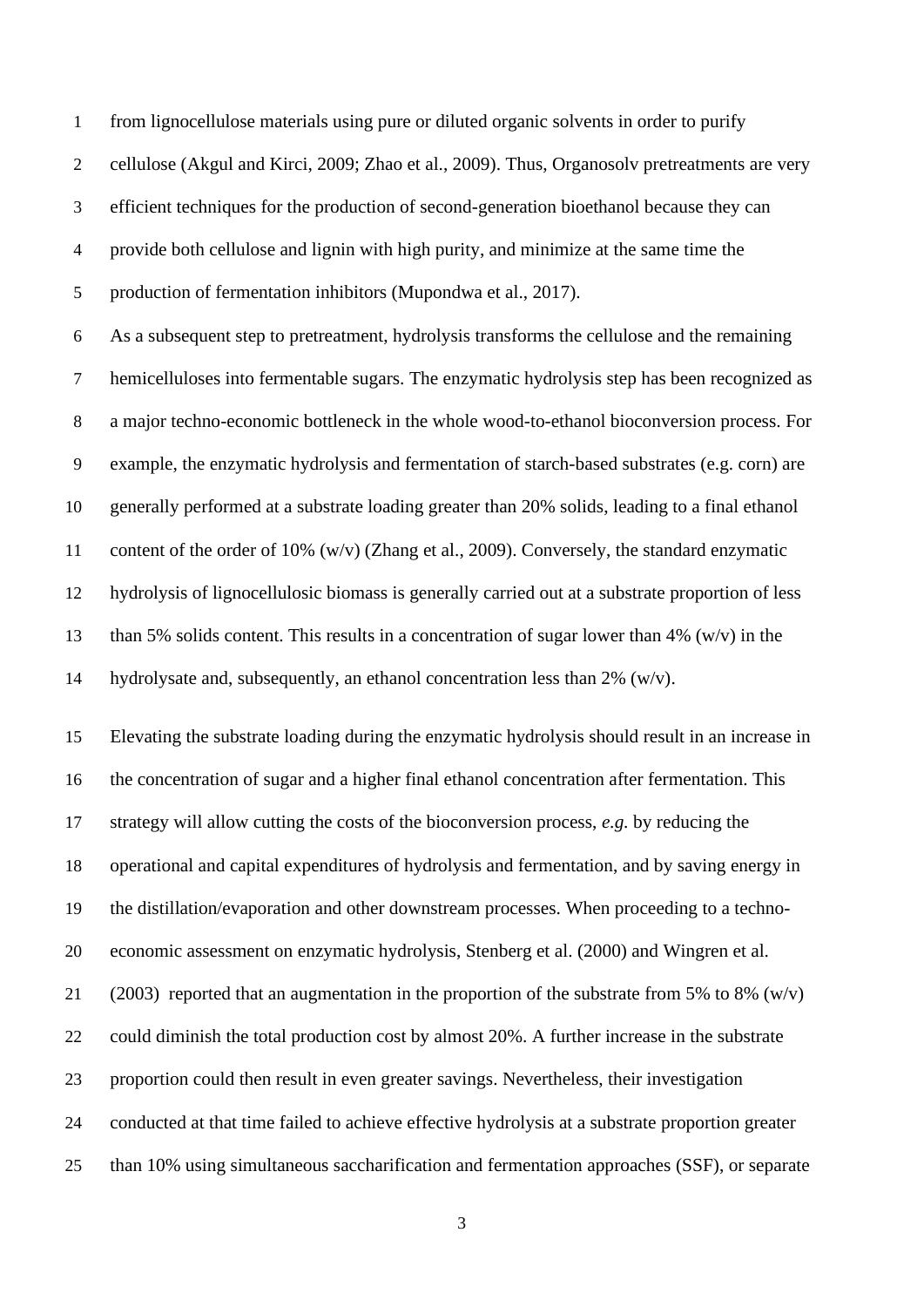from lignocellulose materials using pure or diluted organic solvents in order to purify cellulose (Akgul and Kirci, 2009; Zhao et al., 2009). Thus, Organosolv pretreatments are very efficient techniques for the production of second-generation bioethanol because they can provide both cellulose and lignin with high purity, and minimize at the same time the production of fermentation inhibitors (Mupondwa et al., 2017).

As a subsequent step to pretreatment, hydrolysis transforms the cellulose and the remaining hemicelluloses into fermentable sugars. The enzymatic hydrolysis step has been recognized as a major techno-economic bottleneck in the whole wood-to-ethanol bioconversion process. For example, the enzymatic hydrolysis and fermentation of starch-based substrates (e.g. corn) are generally performed at a substrate loading greater than 20% solids, leading to a final ethanol content of the order of 10% (w/v) (Zhang et al., 2009). Conversely, the standard enzymatic hydrolysis of lignocellulosic biomass is generally carried out at a substrate proportion of less than 5% solids content. This results in a concentration of sugar lower than 4% (w/v) in the hydrolysate and, subsequently, an ethanol concentration less than 2% (w/v).

Elevating the substrate loading during the enzymatic hydrolysis should result in an increase in the concentration of sugar and a higher final ethanol concentration after fermentation. This strategy will allow cutting the costs of the bioconversion process, *e.g.* by reducing the operational and capital expenditures of hydrolysis and fermentation, and by saving energy in the distillation/evaporation and other downstream processes. When proceeding to a techno-economic assessment on enzymatic hydrolysis, Stenberg et al. (2000) and Wingren et al. (2003) reported that an augmentation in the proportion of the substrate from 5% to 8% (w/v) could diminish the total production cost by almost 20%. A further increase in the substrate proportion could then result in even greater savings. Nevertheless, their investigation conducted at that time failed to achieve effective hydrolysis at a substrate proportion greater than 10% using simultaneous saccharification and fermentation approaches (SSF), or separate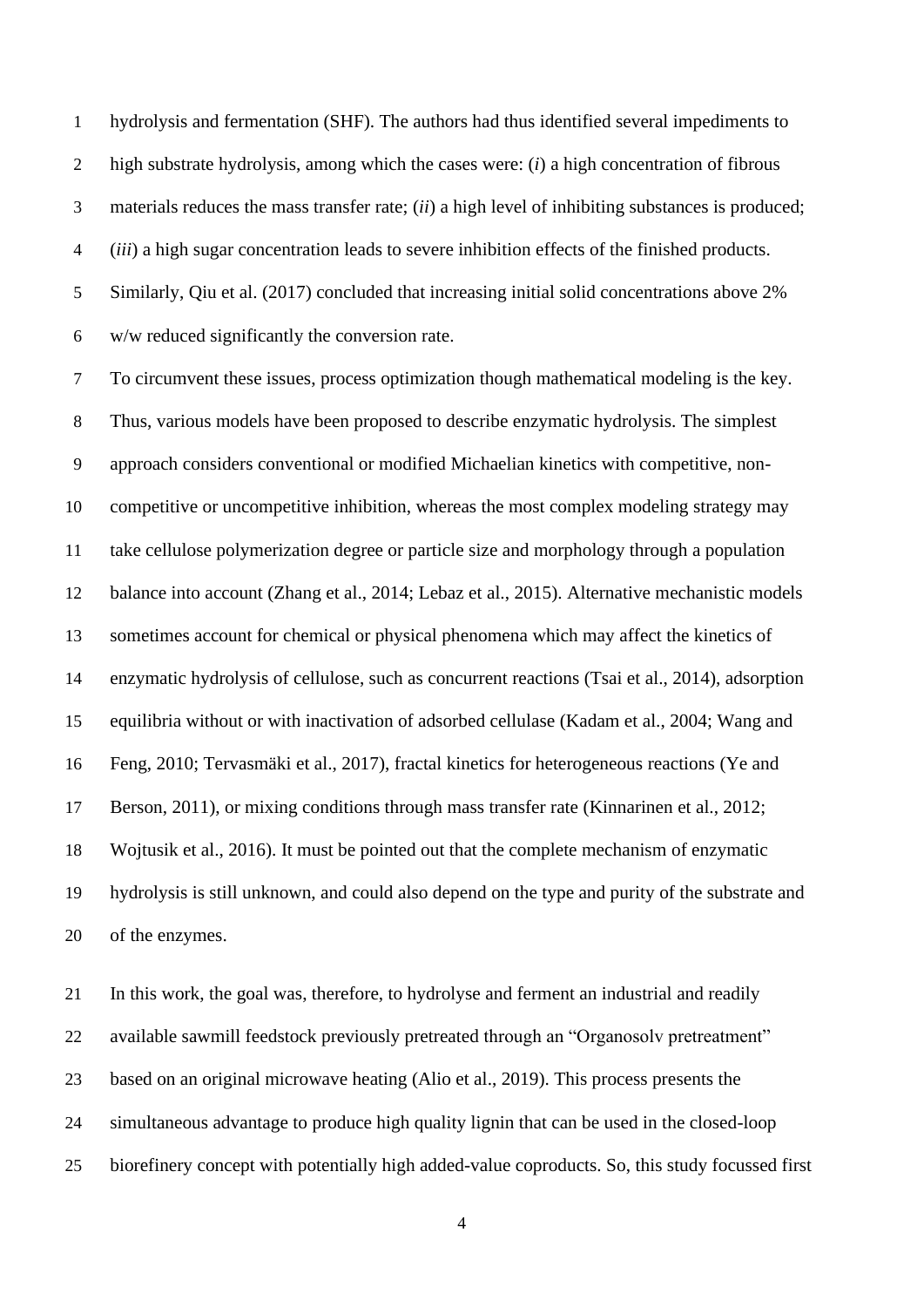hydrolysis and fermentation (SHF). The authors had thus identified several impediments to high substrate hydrolysis, among which the cases were: (*i*) a high concentration of fibrous materials reduces the mass transfer rate; (*ii*) a high level of inhibiting substances is produced; (*iii*) a high sugar concentration leads to severe inhibition effects of the finished products. Similarly, Qiu et al. (2017) concluded that increasing initial solid concentrations above 2% w/w reduced significantly the conversion rate.

To circumvent these issues, process optimization though mathematical modeling is the key. Thus, various models have been proposed to describe enzymatic hydrolysis. The simplest approach considers conventional or modified Michaelian kinetics with competitive, non-competitive or uncompetitive inhibition, whereas the most complex modeling strategy may take cellulose polymerization degree or particle size and morphology through a population balance into account (Zhang et al., 2014; Lebaz et al., 2015). Alternative mechanistic models sometimes account for chemical or physical phenomena which may affect the kinetics of enzymatic hydrolysis of cellulose, such as concurrent reactions (Tsai et al., 2014), adsorption equilibria without or with inactivation of adsorbed cellulase (Kadam et al., 2004; Wang and Feng, 2010; Tervasmäki et al., 2017), fractal kinetics for heterogeneous reactions (Ye and Berson, 2011), or mixing conditions through mass transfer rate (Kinnarinen et al., 2012; Wojtusik et al., 2016). It must be pointed out that the complete mechanism of enzymatic hydrolysis is still unknown, and could also depend on the type and purity of the substrate and of the enzymes.

In this work, the goal was, therefore, to hydrolyse and ferment an industrial and readily available sawmill feedstock previously pretreated through an "Organosolv pretreatment" based on an original microwave heating (Alio et al., 2019). This process presents the simultaneous advantage to produce high quality lignin that can be used in the closed-loop biorefinery concept with potentially high added-value coproducts. So, this study focussed first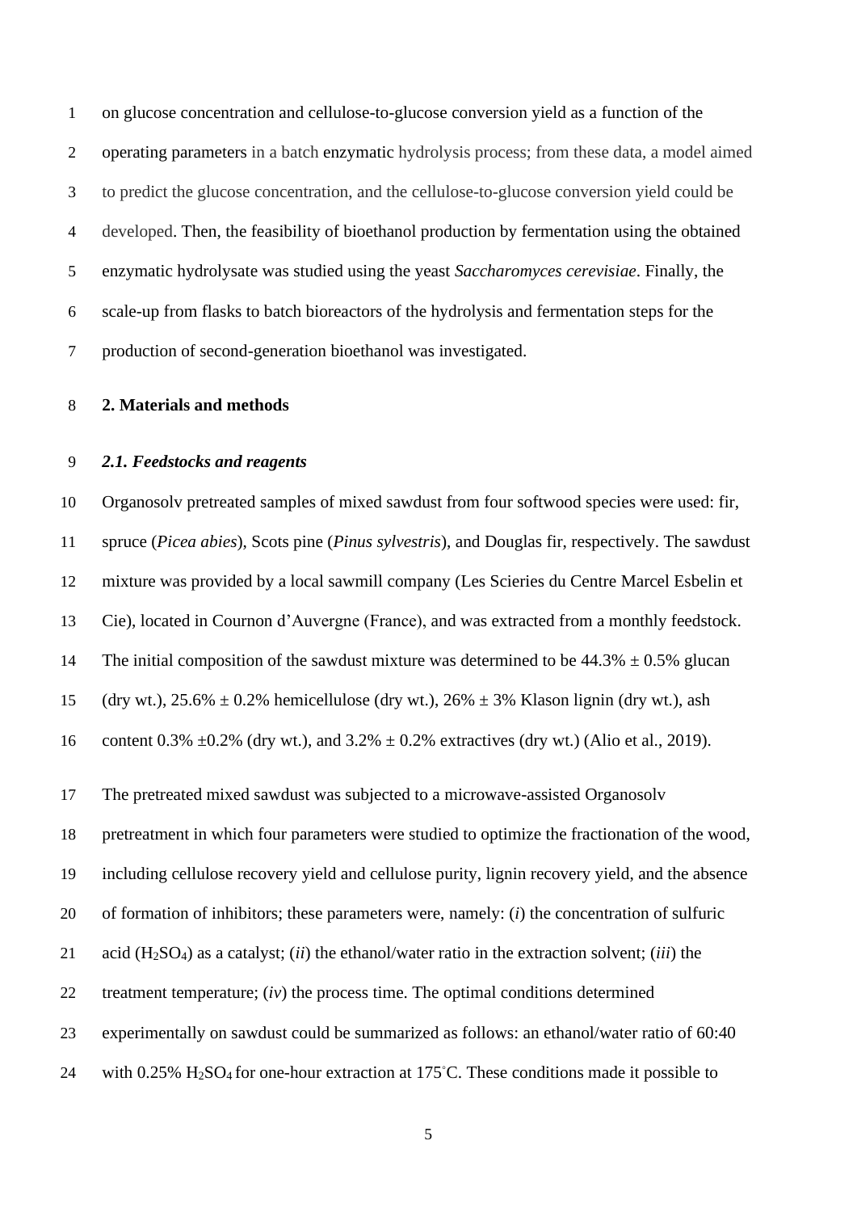on glucose concentration and cellulose-to-glucose conversion yield as a function of the operating parameters in a batch enzymatic hydrolysis process; from these data, a model aimed to predict the glucose concentration, and the cellulose-to-glucose conversion yield could be developed. Then, the feasibility of bioethanol production by fermentation using the obtained enzymatic hydrolysate was studied using the yeast *Saccharomyces cerevisiae*. Finally, the scale-up from flasks to batch bioreactors of the hydrolysis and fermentation steps for the production of second-generation bioethanol was investigated.

## 2. Materials and methods

### *2.1. Feedstocks and reagents*

Organosolv pretreated samples of mixed sawdust from four softwood species were used: fir, spruce (*Picea abies*), Scots pine (*Pinus sylvestris*), and Douglas fir, respectively. The sawdust mixture was provided by a local sawmill company (Les Scieries du Centre Marcel Esbelin et Cie), located in Cournon d'Auvergne (France), and was extracted from a monthly feedstock. The initial composition of the sawdust mixture was determined to be 44.3% ± 0.5% glucan (dry wt.), 25.6% ± 0.2% hemicellulose (dry wt.), 26% ± 3% Klason lignin (dry wt.), ash content 0.3% ±0.2% (dry wt.), and 3.2% ± 0.2% extractives (dry wt.) (Alio et al., 2019).

The pretreated mixed sawdust was subjected to a microwave-assisted Organosolv pretreatment in which four parameters were studied to optimize the fractionation of the wood, including cellulose recovery yield and cellulose purity, lignin recovery yield, and the absence of formation of inhibitors; these parameters were, namely: (*i*) the concentration of sulfuric acid ($H_2SO_4$) as a catalyst; (*ii*) the ethanol/water ratio in the extraction solvent; (*iii*) the treatment temperature; (*iv*) the process time. The optimal conditions determined experimentally on sawdust could be summarized as follows: an ethanol/water ratio of 60:40 with 0.25% $H_2SO_4$ for one-hour extraction at 175°C. These conditions made it possible to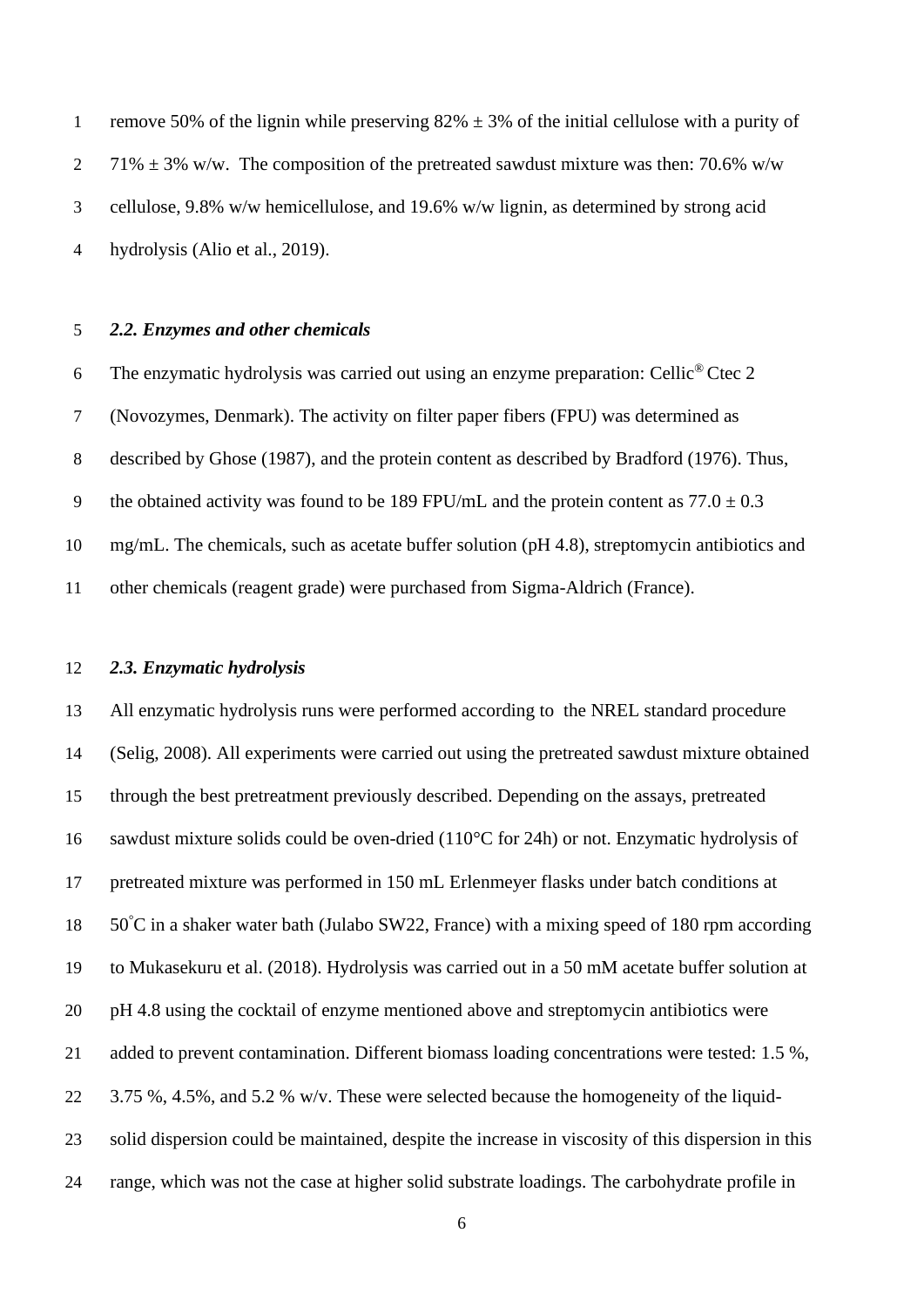remove 50% of the lignin while preserving 82% ± 3% of the initial cellulose with a purity of 71% ± 3% w/w. The composition of the pretreated sawdust mixture was then: 70.6% w/w cellulose, 9.8% w/w hemicellulose, and 19.6% w/w lignin, as determined by strong acid hydrolysis (Alio et al., 2019).

### *2.2. Enzymes and other chemicals*

The enzymatic hydrolysis was carried out using an enzyme preparation: Cellic® Ctec 2 (Novozymes, Denmark). The activity on filter paper fibers (FPU) was determined as described by Ghose (1987), and the protein content as described by Bradford (1976). Thus, the obtained activity was found to be 189 FPU/mL and the protein content as 77.0 ± 0.3 mg/mL. The chemicals, such as acetate buffer solution (pH 4.8), streptomycin antibiotics and other chemicals (reagent grade) were purchased from Sigma-Aldrich (France).

### *2.3. Enzymatic hydrolysis*

All enzymatic hydrolysis runs were performed according to the NREL standard procedure (Selig, 2008). All experiments were carried out using the pretreated sawdust mixture obtained through the best pretreatment previously described. Depending on the assays, pretreated sawdust mixture solids could be oven-dried (110°C for 24h) or not. Enzymatic hydrolysis of pretreated mixture was performed in 150 mL Erlenmeyer flasks under batch conditions at 50°C in a shaker water bath (Julabo SW22, France) with a mixing speed of 180 rpm according to Mukasekuru et al. (2018). Hydrolysis was carried out in a 50 mM acetate buffer solution at pH 4.8 using the cocktail of enzyme mentioned above and streptomycin antibiotics were added to prevent contamination. Different biomass loading concentrations were tested: 1.5 %, 3.75 %, 4.5%, and 5.2 % w/v. These were selected because the homogeneity of the liquid-solid dispersion could be maintained, despite the increase in viscosity of this dispersion in this range, which was not the case at higher solid substrate loadings. The carbohydrate profile in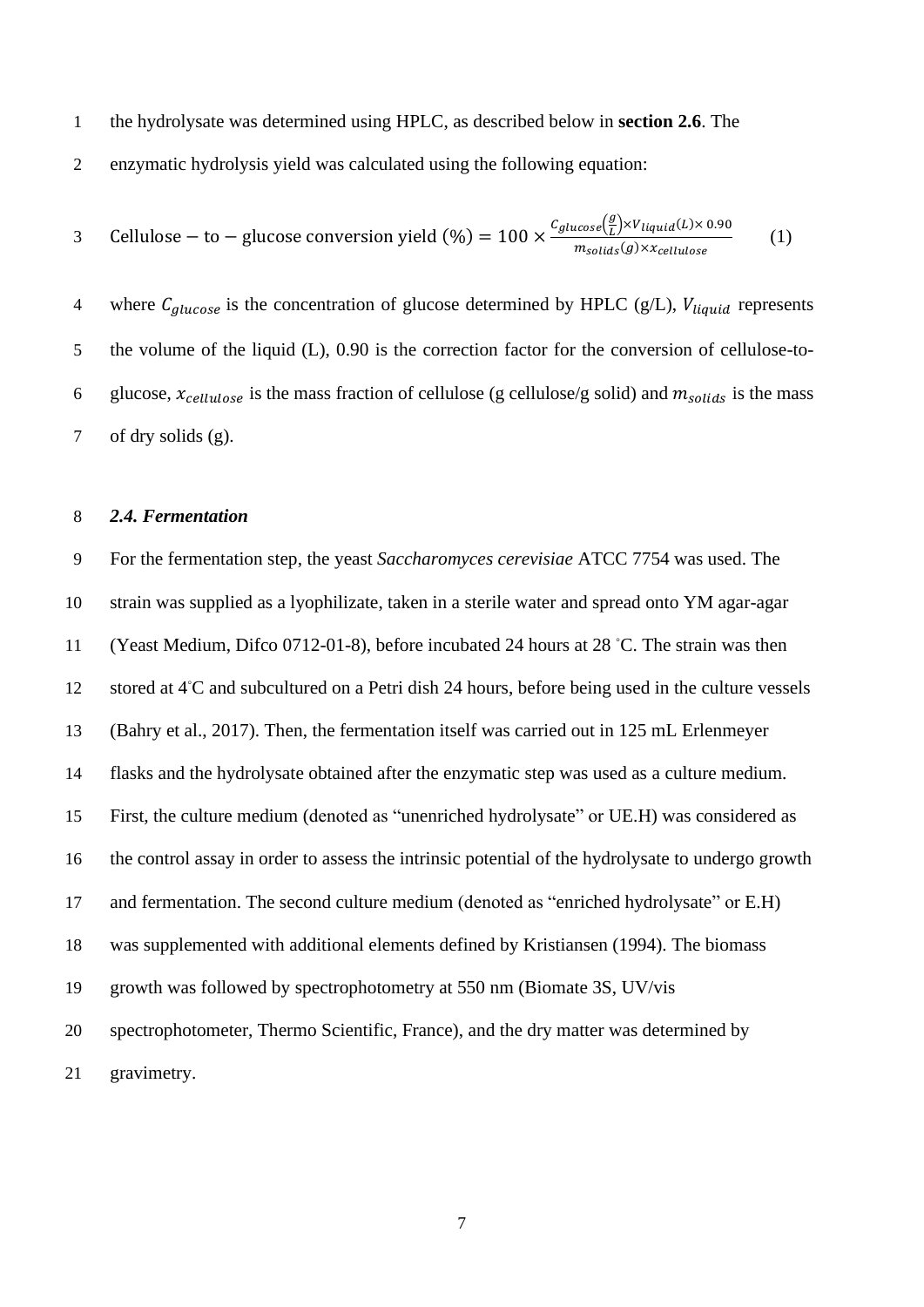the hydrolysate was determined using HPLC, as described below in **section 2.6**. The enzymatic hydrolysis yield was calculated using the following equation:

$$\text{Cellulose} - \text{to} - \text{glucose conversion yield (\%)} = 100 \times \frac{C_{glucose}\left(\frac{g}{L}\right) \times V_{liquid}(L) \times 0.90}{m_{solids}(g) \times x_{cellulose}} \qquad (1)$$

where $C_{glucose}$ is the concentration of glucose determined by HPLC (g/L), $V_{liquid}$ represents the volume of the liquid (L), 0.90 is the correction factor for the conversion of cellulose-to-glucose, $x_{cellulose}$ is the mass fraction of cellulose (g cellulose/g solid) and $m_{solids}$ is the mass of dry solids (g).

### *2.4. Fermentation*

For the fermentation step, the yeast *Saccharomyces cerevisiae* ATCC 7754 was used. The strain was supplied as a lyophilizate, taken in a sterile water and spread onto YM agar-agar (Yeast Medium, Difco 0712-01-8), before incubated 24 hours at 28 °C. The strain was then stored at 4°C and subcultured on a Petri dish 24 hours, before being used in the culture vessels (Bahry et al., 2017). Then, the fermentation itself was carried out in 125 mL Erlenmeyer flasks and the hydrolysate obtained after the enzymatic step was used as a culture medium. First, the culture medium (denoted as "unenriched hydrolysate" or UE.H) was considered as the control assay in order to assess the intrinsic potential of the hydrolysate to undergo growth and fermentation. The second culture medium (denoted as "enriched hydrolysate" or E.H) was supplemented with additional elements defined by Kristiansen (1994). The biomass growth was followed by spectrophotometry at 550 nm (Biomate 3S, UV/vis spectrophotometer, Thermo Scientific, France), and the dry matter was determined by gravimetry.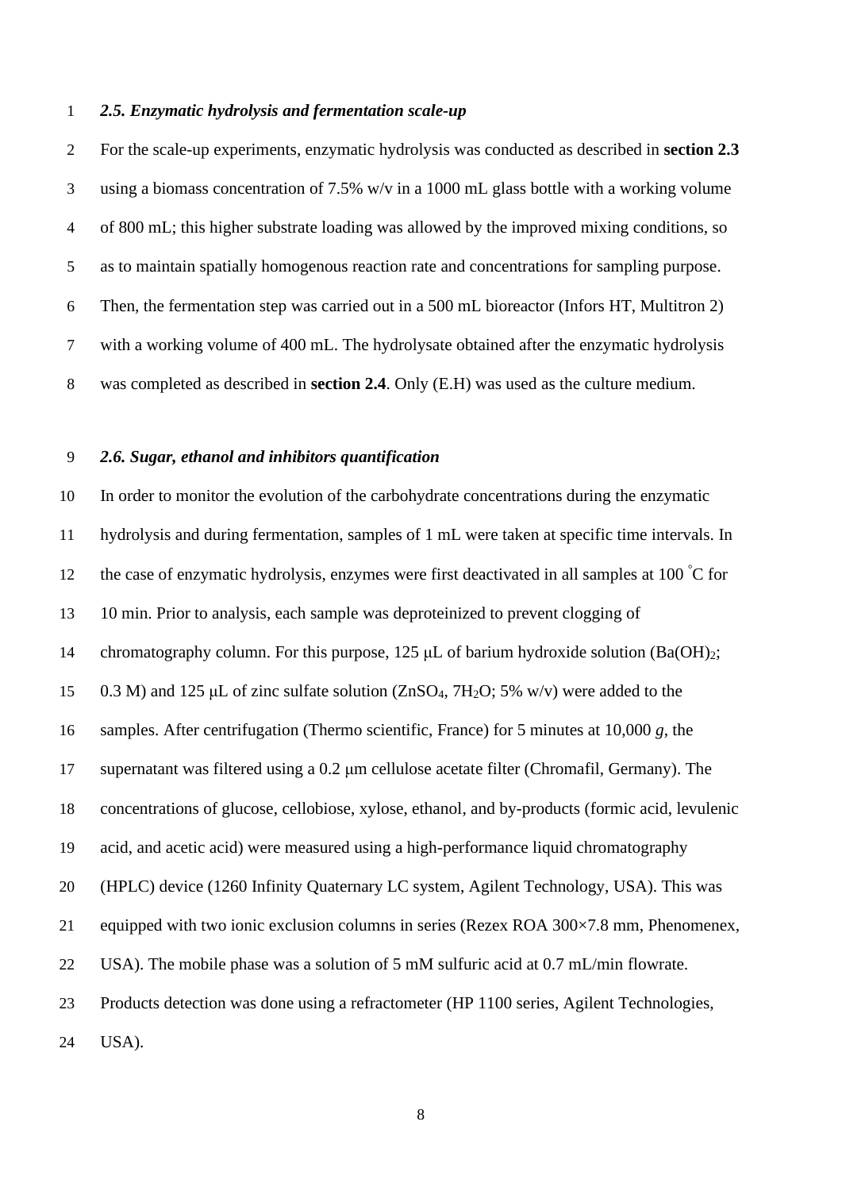### *2.5. Enzymatic hydrolysis and fermentation scale-up*

For the scale-up experiments, enzymatic hydrolysis was conducted as described in **section 2.3** using a biomass concentration of 7.5% w/v in a 1000 mL glass bottle with a working volume of 800 mL; this higher substrate loading was allowed by the improved mixing conditions, so as to maintain spatially homogenous reaction rate and concentrations for sampling purpose. Then, the fermentation step was carried out in a 500 mL bioreactor (Infors HT, Multitron 2) with a working volume of 400 mL. The hydrolysate obtained after the enzymatic hydrolysis was completed as described in **section 2.4**. Only (E.H) was used as the culture medium.

### *2.6. Sugar, ethanol and inhibitors quantification*

In order to monitor the evolution of the carbohydrate concentrations during the enzymatic hydrolysis and during fermentation, samples of 1 mL were taken at specific time intervals. In the case of enzymatic hydrolysis, enzymes were first deactivated in all samples at 100 °C for 10 min. Prior to analysis, each sample was deproteinized to prevent clogging of chromatography column. For this purpose, 125 μL of barium hydroxide solution ($Ba(OH)_2$; 0.3 M) and 125 μL of zinc sulfate solution ($ZnSO_4$, $7H_2O$; 5% w/v) were added to the samples. After centrifugation (Thermo scientific, France) for 5 minutes at 10,000 *g*, the supernatant was filtered using a 0.2 μm cellulose acetate filter (Chromafil, Germany). The concentrations of glucose, cellobiose, xylose, ethanol, and by-products (formic acid, levulenic acid, and acetic acid) were measured using a high-performance liquid chromatography (HPLC) device (1260 Infinity Quaternary LC system, Agilent Technology, USA). This was equipped with two ionic exclusion columns in series (Rezex ROA 300×7.8 mm, Phenomenex, USA). The mobile phase was a solution of 5 mM sulfuric acid at 0.7 mL/min flowrate. Products detection was done using a refractometer (HP 1100 series, Agilent Technologies, USA).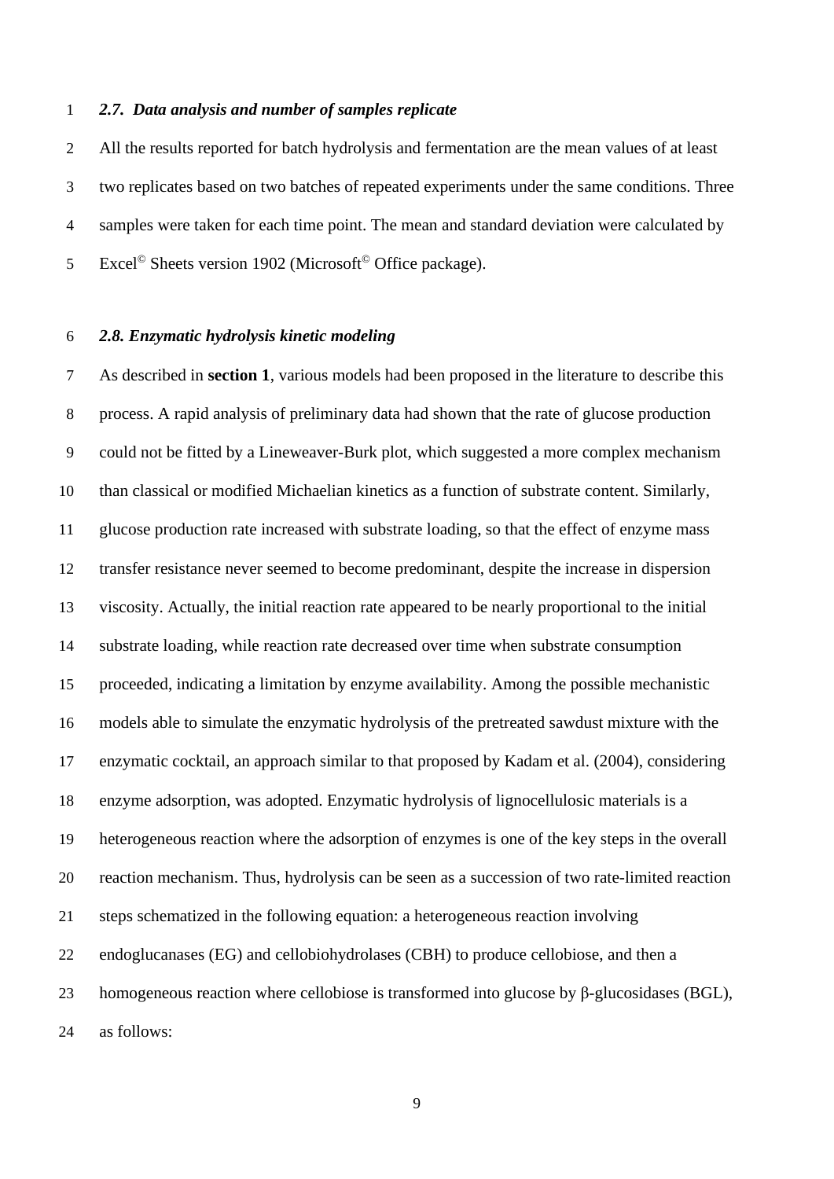### *2.7. Data analysis and number of samples replicate*

All the results reported for batch hydrolysis and fermentation are the mean values of at least two replicates based on two batches of repeated experiments under the same conditions. Three samples were taken for each time point. The mean and standard deviation were calculated by Excel© Sheets version 1902 (Microsoft© Office package).

### *2.8. Enzymatic hydrolysis kinetic modeling*

As described in **section 1**, various models had been proposed in the literature to describe this process. A rapid analysis of preliminary data had shown that the rate of glucose production could not be fitted by a Lineweaver-Burk plot, which suggested a more complex mechanism than classical or modified Michaelian kinetics as a function of substrate content. Similarly, glucose production rate increased with substrate loading, so that the effect of enzyme mass transfer resistance never seemed to become predominant, despite the increase in dispersion viscosity. Actually, the initial reaction rate appeared to be nearly proportional to the initial substrate loading, while reaction rate decreased over time when substrate consumption proceeded, indicating a limitation by enzyme availability. Among the possible mechanistic models able to simulate the enzymatic hydrolysis of the pretreated sawdust mixture with the enzymatic cocktail, an approach similar to that proposed by Kadam et al. (2004), considering enzyme adsorption, was adopted. Enzymatic hydrolysis of lignocellulosic materials is a heterogeneous reaction where the adsorption of enzymes is one of the key steps in the overall reaction mechanism. Thus, hydrolysis can be seen as a succession of two rate-limited reaction steps schematized in the following equation: a heterogeneous reaction involving endoglucanases (EG) and cellobiohydrolases (CBH) to produce cellobiose, and then a homogeneous reaction where cellobiose is transformed into glucose by β-glucosidases (BGL), as follows: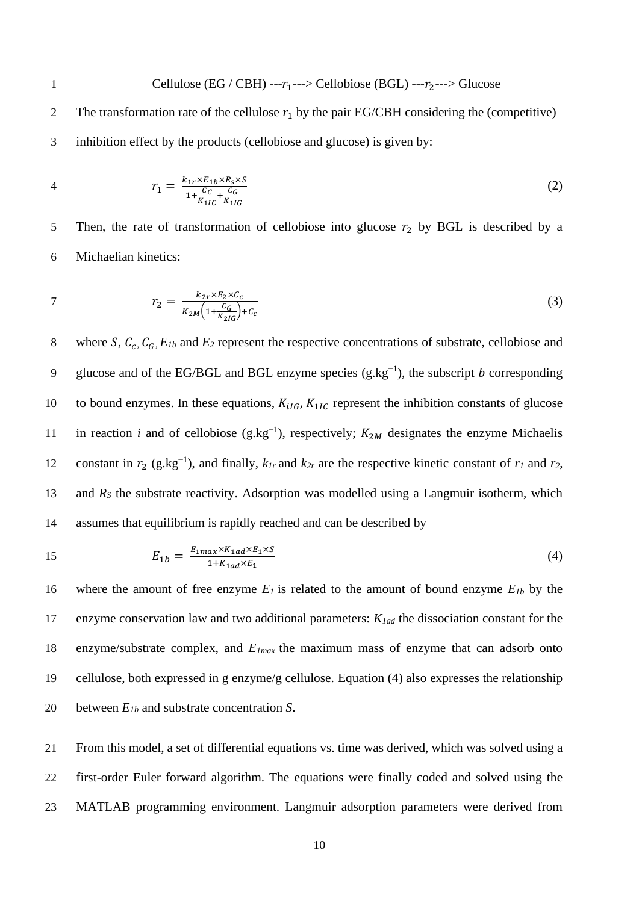$$\text{Cellulose (EG / CBH) ---}r_1\text{---> Cellobiose (BGL) ---}r_2\text{---> Glucose}$$

The transformation rate of the cellulose $r_1$ by the pair EG/CBH considering the (competitive) inhibition effect by the products (cellobiose and glucose) is given by:

$$r_1 = \frac{k_{1r} \times E_{1b} \times R_S \times S}{1 + \frac{C_C}{K_{1IC}} + \frac{C_G}{K_{1IG}}} \quad (2)$$

Then, the rate of transformation of cellobiose into glucose $r_2$ by BGL is described by a Michaelian kinetics:

$$r_2 = \frac{k_{2r} \times E_2 \times C_c}{K_{2M}\left(1 + \frac{C_G}{K_{2IG}}\right) + C_c} \quad (3)$$

where $S$, $C_c$, $C_G$, $E_{1b}$ and $E_2$ represent the respective concentrations of substrate, cellobiose and glucose and of the EG/BGL and BGL enzyme species (g.kg$^{-1}$), the subscript $b$ corresponding to bound enzymes. In these equations, $K_{iIG}$, $K_{1IC}$ represent the inhibition constants of glucose in reaction $i$ and of cellobiose (g.kg$^{-1}$), respectively; $K_{2M}$ designates the enzyme Michaelis constant in $r_2$ (g.kg$^{-1}$), and finally, $k_{1r}$ and $k_{2r}$ are the respective kinetic constant of $r_1$ and $r_2$, and $R_S$ the substrate reactivity. Adsorption was modelled using a Langmuir isotherm, which assumes that equilibrium is rapidly reached and can be described by

$$E_{1b} = \frac{E_{1max} \times K_{1ad} \times E_1 \times S}{1 + K_{1ad} \times E_1} \quad (4)$$

where the amount of free enzyme $E_1$ is related to the amount of bound enzyme $E_{1b}$ by the enzyme conservation law and two additional parameters: $K_{1ad}$ the dissociation constant for the enzyme/substrate complex, and $E_{1max}$ the maximum mass of enzyme that can adsorb onto cellulose, both expressed in g enzyme/g cellulose. Equation (4) also expresses the relationship between $E_{1b}$ and substrate concentration $S$.

From this model, a set of differential equations vs. time was derived, which was solved using a first-order Euler forward algorithm. The equations were finally coded and solved using the MATLAB programming environment. Langmuir adsorption parameters were derived from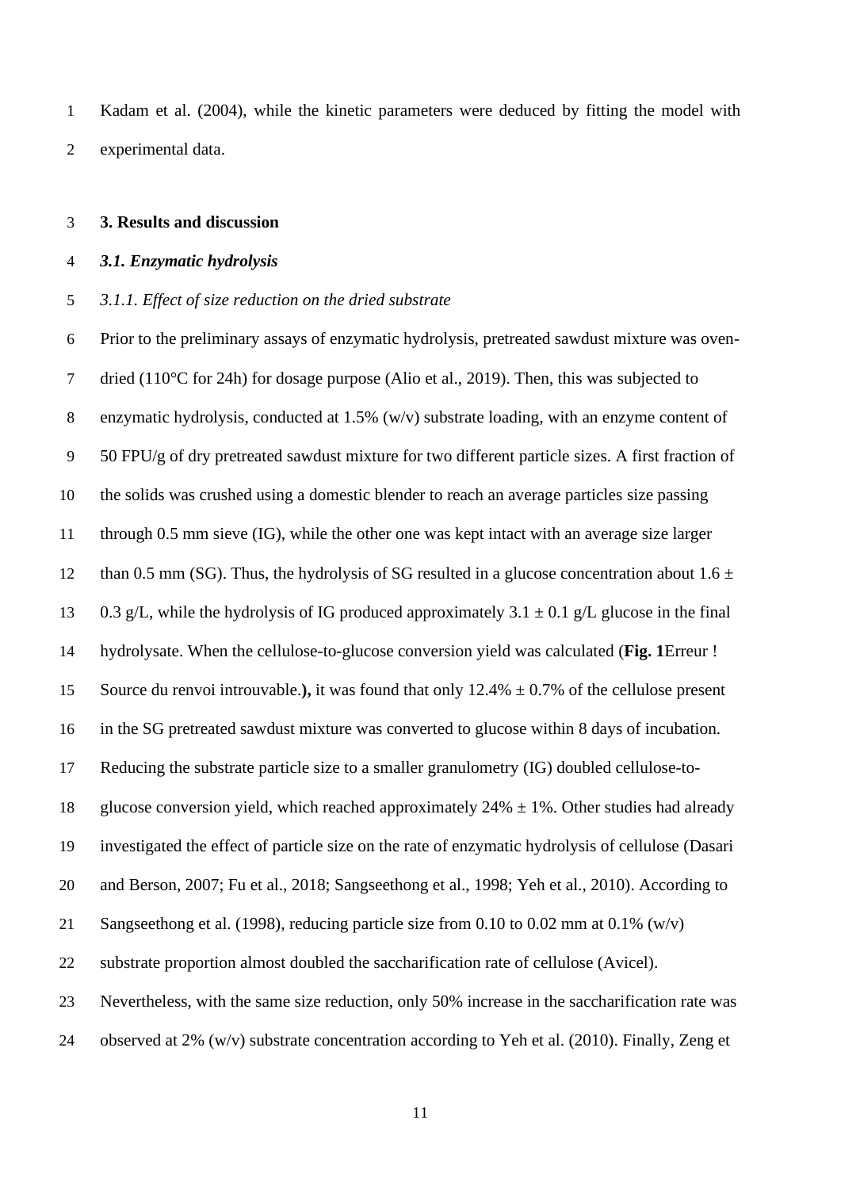Kadam et al. (2004), while the kinetic parameters were deduced by fitting the model with experimental data.

## 3. Results and discussion

### *3.1. Enzymatic hydrolysis*

#### *3.1.1. Effect of size reduction on the dried substrate*

Prior to the preliminary assays of enzymatic hydrolysis, pretreated sawdust mixture was oven-dried (110°C for 24h) for dosage purpose (Alio et al., 2019). Then, this was subjected to enzymatic hydrolysis, conducted at 1.5% (w/v) substrate loading, with an enzyme content of 50 FPU/g of dry pretreated sawdust mixture for two different particle sizes. A first fraction of the solids was crushed using a domestic blender to reach an average particles size passing through 0.5 mm sieve (IG), while the other one was kept intact with an average size larger than 0.5 mm (SG). Thus, the hydrolysis of SG resulted in a glucose concentration about 1.6 ± 0.3 g/L, while the hydrolysis of IG produced approximately 3.1 ± 0.1 g/L glucose in the final hydrolysate. When the cellulose-to-glucose conversion yield was calculated (**Fig. 1**Erreur ! Source du renvoi introuvable.**),** it was found that only 12.4% ± 0.7% of the cellulose present in the SG pretreated sawdust mixture was converted to glucose within 8 days of incubation. Reducing the substrate particle size to a smaller granulometry (IG) doubled cellulose-to-glucose conversion yield, which reached approximately 24% ± 1%. Other studies had already investigated the effect of particle size on the rate of enzymatic hydrolysis of cellulose (Dasari and Berson, 2007; Fu et al., 2018; Sangseethong et al., 1998; Yeh et al., 2010). According to Sangseethong et al. (1998), reducing particle size from 0.10 to 0.02 mm at 0.1% (w/v) substrate proportion almost doubled the saccharification rate of cellulose (Avicel). Nevertheless, with the same size reduction, only 50% increase in the saccharification rate was observed at 2% (w/v) substrate concentration according to Yeh et al. (2010). Finally, Zeng et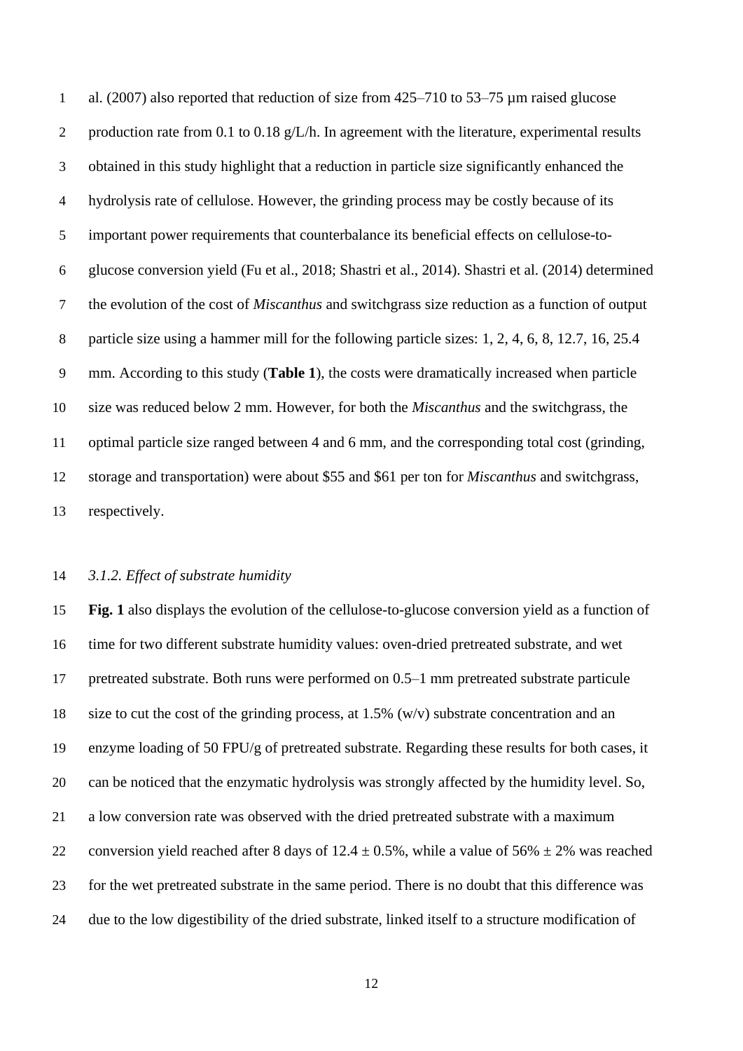al. (2007) also reported that reduction of size from 425–710 to 53–75 µm raised glucose production rate from 0.1 to 0.18 g/L/h. In agreement with the literature, experimental results obtained in this study highlight that a reduction in particle size significantly enhanced the hydrolysis rate of cellulose. However, the grinding process may be costly because of its important power requirements that counterbalance its beneficial effects on cellulose-to-glucose conversion yield (Fu et al., 2018; Shastri et al., 2014). Shastri et al. (2014) determined the evolution of the cost of *Miscanthus* and switchgrass size reduction as a function of output particle size using a hammer mill for the following particle sizes: 1, 2, 4, 6, 8, 12.7, 16, 25.4 mm. According to this study (**Table 1**), the costs were dramatically increased when particle size was reduced below 2 mm. However, for both the *Miscanthus* and the switchgrass, the optimal particle size ranged between 4 and 6 mm, and the corresponding total cost (grinding, storage and transportation) were about \$55 and \$61 per ton for *Miscanthus* and switchgrass, respectively.

### *3.1.2. Effect of substrate humidity*

**Fig. 1** also displays the evolution of the cellulose-to-glucose conversion yield as a function of time for two different substrate humidity values: oven-dried pretreated substrate, and wet pretreated substrate. Both runs were performed on 0.5–1 mm pretreated substrate particule size to cut the cost of the grinding process, at 1.5% (w/v) substrate concentration and an enzyme loading of 50 FPU/g of pretreated substrate. Regarding these results for both cases, it can be noticed that the enzymatic hydrolysis was strongly affected by the humidity level. So, a low conversion rate was observed with the dried pretreated substrate with a maximum conversion yield reached after 8 days of $12.4 \pm 0.5\%$, while a value of $56\% \pm 2\%$ was reached for the wet pretreated substrate in the same period. There is no doubt that this difference was due to the low digestibility of the dried substrate, linked itself to a structure modification of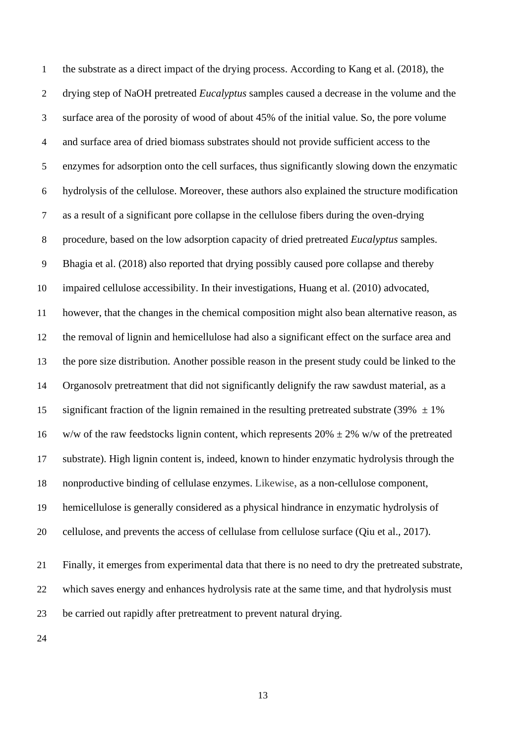the substrate as a direct impact of the drying process. According to Kang et al. (2018), the drying step of NaOH pretreated *Eucalyptus* samples caused a decrease in the volume and the surface area of the porosity of wood of about 45% of the initial value. So, the pore volume and surface area of dried biomass substrates should not provide sufficient access to the enzymes for adsorption onto the cell surfaces, thus significantly slowing down the enzymatic hydrolysis of the cellulose. Moreover, these authors also explained the structure modification as a result of a significant pore collapse in the cellulose fibers during the oven-drying procedure, based on the low adsorption capacity of dried pretreated *Eucalyptus* samples. Bhagia et al. (2018) also reported that drying possibly caused pore collapse and thereby impaired cellulose accessibility. In their investigations, Huang et al. (2010) advocated, however, that the changes in the chemical composition might also bean alternative reason, as the removal of lignin and hemicellulose had also a significant effect on the surface area and the pore size distribution. Another possible reason in the present study could be linked to the Organosolv pretreatment that did not significantly delignify the raw sawdust material, as a significant fraction of the lignin remained in the resulting pretreated substrate (39% $\pm$ 1% w/w of the raw feedstocks lignin content, which represents 20% $\pm$ 2% w/w of the pretreated substrate). High lignin content is, indeed, known to hinder enzymatic hydrolysis through the nonproductive binding of cellulase enzymes. Likewise, as a non-cellulose component, hemicellulose is generally considered as a physical hindrance in enzymatic hydrolysis of cellulose, and prevents the access of cellulase from cellulose surface (Qiu et al., 2017).

Finally, it emerges from experimental data that there is no need to dry the pretreated substrate, which saves energy and enhances hydrolysis rate at the same time, and that hydrolysis must be carried out rapidly after pretreatment to prevent natural drying.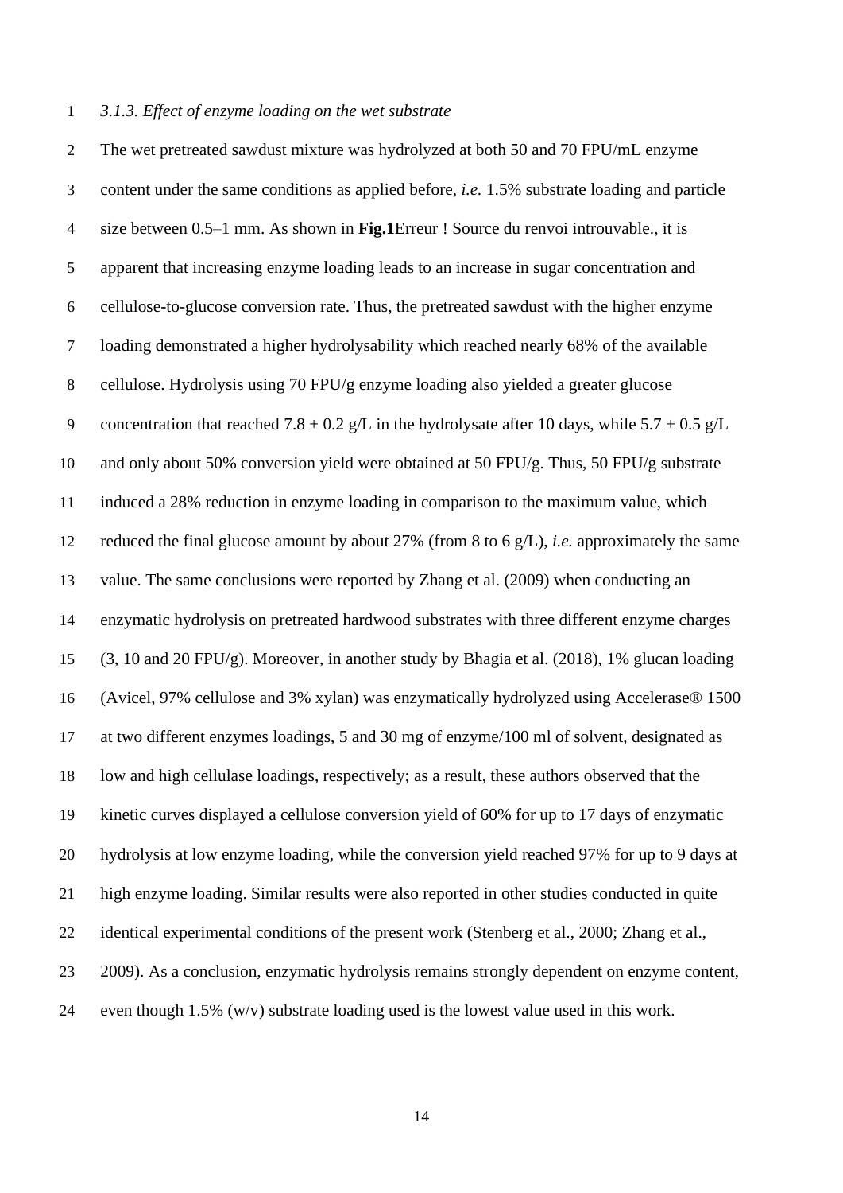*3.1.3. Effect of enzyme loading on the wet substrate*

The wet pretreated sawdust mixture was hydrolyzed at both 50 and 70 FPU/mL enzyme content under the same conditions as applied before, *i.e.* 1.5% substrate loading and particle size between 0.5–1 mm. As shown in **Fig.1**Erreur ! Source du renvoi introuvable., it is apparent that increasing enzyme loading leads to an increase in sugar concentration and cellulose-to-glucose conversion rate. Thus, the pretreated sawdust with the higher enzyme loading demonstrated a higher hydrolysability which reached nearly 68% of the available cellulose. Hydrolysis using 70 FPU/g enzyme loading also yielded a greater glucose concentration that reached 7.8 ± 0.2 g/L in the hydrolysate after 10 days, while 5.7 ± 0.5 g/L and only about 50% conversion yield were obtained at 50 FPU/g. Thus, 50 FPU/g substrate induced a 28% reduction in enzyme loading in comparison to the maximum value, which reduced the final glucose amount by about 27% (from 8 to 6 g/L), *i.e.* approximately the same value. The same conclusions were reported by Zhang et al. (2009) when conducting an enzymatic hydrolysis on pretreated hardwood substrates with three different enzyme charges (3, 10 and 20 FPU/g). Moreover, in another study by Bhagia et al. (2018), 1% glucan loading (Avicel, 97% cellulose and 3% xylan) was enzymatically hydrolyzed using Accelerase® 1500 at two different enzymes loadings, 5 and 30 mg of enzyme/100 ml of solvent, designated as low and high cellulase loadings, respectively; as a result, these authors observed that the kinetic curves displayed a cellulose conversion yield of 60% for up to 17 days of enzymatic hydrolysis at low enzyme loading, while the conversion yield reached 97% for up to 9 days at high enzyme loading. Similar results were also reported in other studies conducted in quite identical experimental conditions of the present work (Stenberg et al., 2000; Zhang et al., 2009). As a conclusion, enzymatic hydrolysis remains strongly dependent on enzyme content, even though 1.5% (w/v) substrate loading used is the lowest value used in this work.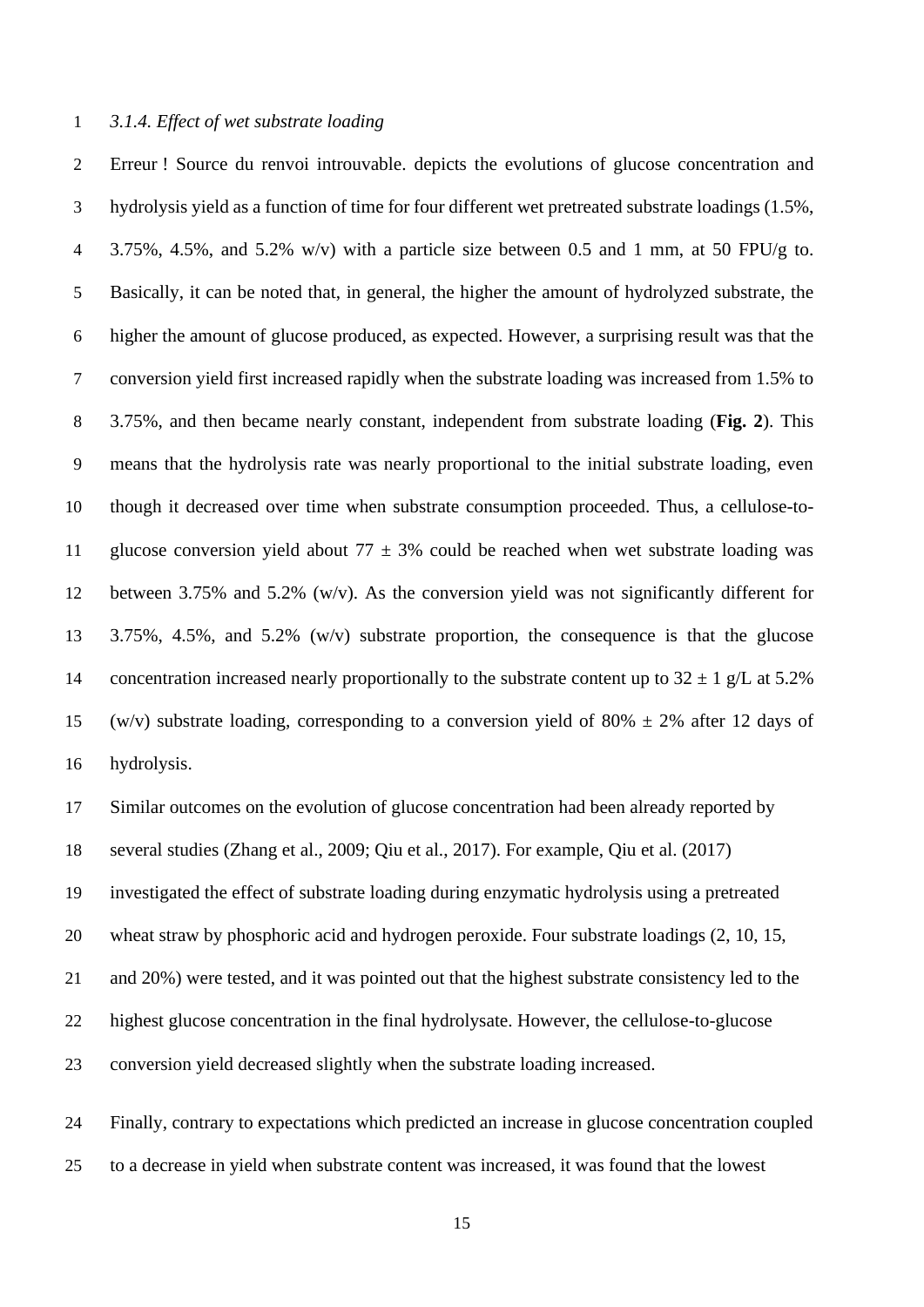### *3.1.4. Effect of wet substrate loading*

Erreur ! Source du renvoi introuvable. depicts the evolutions of glucose concentration and hydrolysis yield as a function of time for four different wet pretreated substrate loadings (1.5%, 3.75%, 4.5%, and 5.2% w/v) with a particle size between 0.5 and 1 mm, at 50 FPU/g to. Basically, it can be noted that, in general, the higher the amount of hydrolyzed substrate, the higher the amount of glucose produced, as expected. However, a surprising result was that the conversion yield first increased rapidly when the substrate loading was increased from 1.5% to 3.75%, and then became nearly constant, independent from substrate loading (**Fig. 2**). This means that the hydrolysis rate was nearly proportional to the initial substrate loading, even though it decreased over time when substrate consumption proceeded. Thus, a cellulose-to-glucose conversion yield about 77 ± 3% could be reached when wet substrate loading was between 3.75% and 5.2% (w/v). As the conversion yield was not significantly different for 3.75%, 4.5%, and 5.2% (w/v) substrate proportion, the consequence is that the glucose concentration increased nearly proportionally to the substrate content up to 32 ± 1 g/L at 5.2% (w/v) substrate loading, corresponding to a conversion yield of 80% ± 2% after 12 days of hydrolysis.

Similar outcomes on the evolution of glucose concentration had been already reported by several studies (Zhang et al., 2009; Qiu et al., 2017). For example, Qiu et al. (2017) investigated the effect of substrate loading during enzymatic hydrolysis using a pretreated wheat straw by phosphoric acid and hydrogen peroxide. Four substrate loadings (2, 10, 15, and 20%) were tested, and it was pointed out that the highest substrate consistency led to the highest glucose concentration in the final hydrolysate. However, the cellulose-to-glucose conversion yield decreased slightly when the substrate loading increased.

Finally, contrary to expectations which predicted an increase in glucose concentration coupled to a decrease in yield when substrate content was increased, it was found that the lowest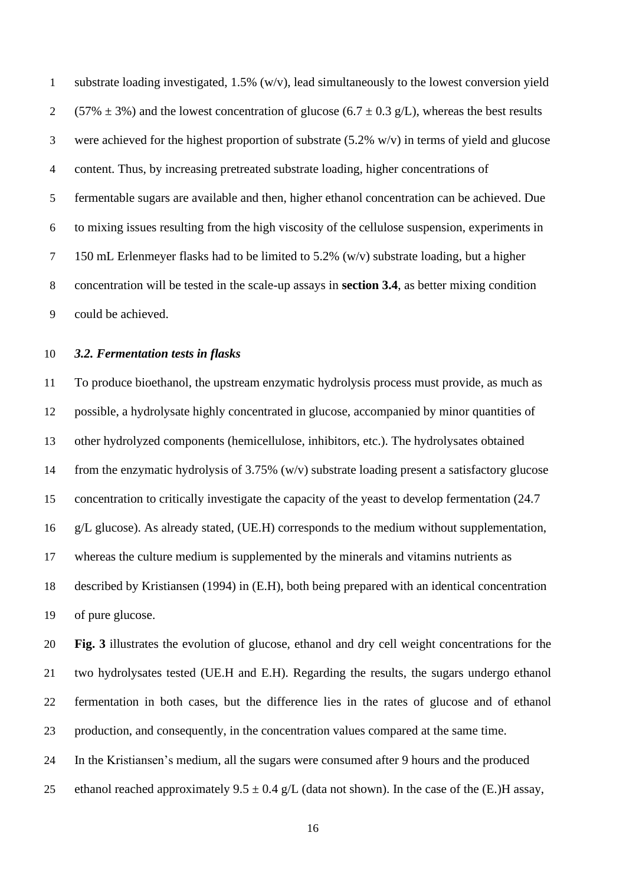substrate loading investigated, 1.5% (w/v), lead simultaneously to the lowest conversion yield (57% ± 3%) and the lowest concentration of glucose (6.7 ± 0.3 g/L), whereas the best results were achieved for the highest proportion of substrate (5.2% w/v) in terms of yield and glucose content. Thus, by increasing pretreated substrate loading, higher concentrations of fermentable sugars are available and then, higher ethanol concentration can be achieved. Due to mixing issues resulting from the high viscosity of the cellulose suspension, experiments in 150 mL Erlenmeyer flasks had to be limited to 5.2% (w/v) substrate loading, but a higher concentration will be tested in the scale-up assays in **section 3.4**, as better mixing condition could be achieved.

### *3.2. Fermentation tests in flasks*

To produce bioethanol, the upstream enzymatic hydrolysis process must provide, as much as possible, a hydrolysate highly concentrated in glucose, accompanied by minor quantities of other hydrolyzed components (hemicellulose, inhibitors, etc.). The hydrolysates obtained from the enzymatic hydrolysis of 3.75% (w/v) substrate loading present a satisfactory glucose concentration to critically investigate the capacity of the yeast to develop fermentation (24.7 g/L glucose). As already stated, (UE.H) corresponds to the medium without supplementation, whereas the culture medium is supplemented by the minerals and vitamins nutrients as described by Kristiansen (1994) in (E.H), both being prepared with an identical concentration of pure glucose.

**Fig. 3** illustrates the evolution of glucose, ethanol and dry cell weight concentrations for the two hydrolysates tested (UE.H and E.H). Regarding the results, the sugars undergo ethanol fermentation in both cases, but the difference lies in the rates of glucose and of ethanol production, and consequently, in the concentration values compared at the same time.

In the Kristiansen's medium, all the sugars were consumed after 9 hours and the produced ethanol reached approximately 9.5 ± 0.4 g/L (data not shown). In the case of the (E.)H assay,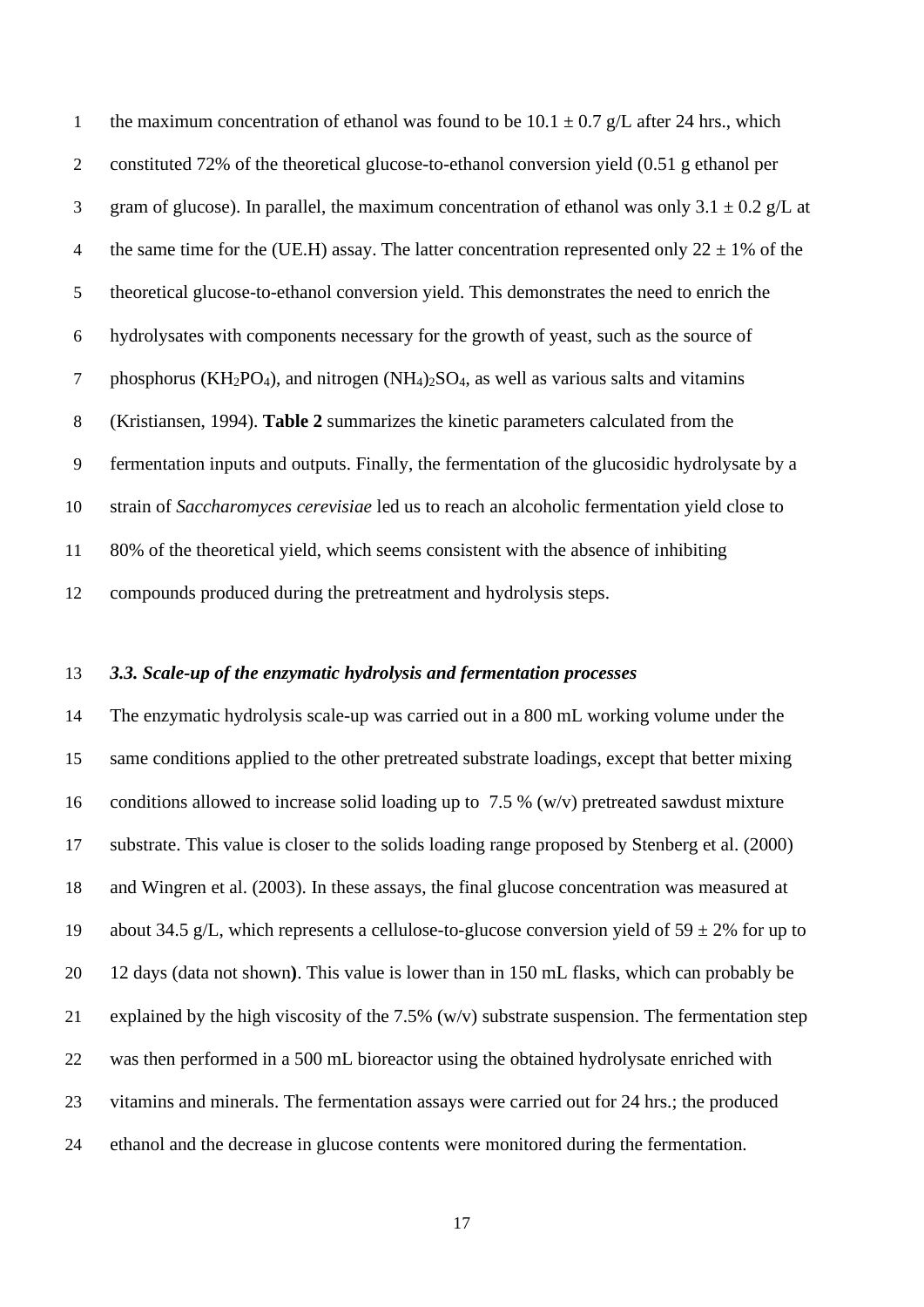the maximum concentration of ethanol was found to be 10.1 ± 0.7 g/L after 24 hrs., which constituted 72% of the theoretical glucose-to-ethanol conversion yield (0.51 g ethanol per gram of glucose). In parallel, the maximum concentration of ethanol was only 3.1 ± 0.2 g/L at the same time for the (UE.H) assay. The latter concentration represented only 22 ± 1% of the theoretical glucose-to-ethanol conversion yield. This demonstrates the need to enrich the hydrolysates with components necessary for the growth of yeast, such as the source of phosphorus ($KH_2PO_4$), and nitrogen $(NH_4)_2SO_4$, as well as various salts and vitamins (Kristiansen, 1994). **Table 2** summarizes the kinetic parameters calculated from the fermentation inputs and outputs. Finally, the fermentation of the glucosidic hydrolysate by a strain of *Saccharomyces cerevisiae* led us to reach an alcoholic fermentation yield close to 80% of the theoretical yield, which seems consistent with the absence of inhibiting compounds produced during the pretreatment and hydrolysis steps.

### *3.3. Scale-up of the enzymatic hydrolysis and fermentation processes*

The enzymatic hydrolysis scale-up was carried out in a 800 mL working volume under the same conditions applied to the other pretreated substrate loadings, except that better mixing conditions allowed to increase solid loading up to 7.5 % (w/v) pretreated sawdust mixture substrate. This value is closer to the solids loading range proposed by Stenberg et al. (2000) and Wingren et al. (2003). In these assays, the final glucose concentration was measured at about 34.5 g/L, which represents a cellulose-to-glucose conversion yield of 59 ± 2% for up to 12 days (data not shown**)**. This value is lower than in 150 mL flasks, which can probably be explained by the high viscosity of the 7.5% (w/v) substrate suspension. The fermentation step was then performed in a 500 mL bioreactor using the obtained hydrolysate enriched with vitamins and minerals. The fermentation assays were carried out for 24 hrs.; the produced ethanol and the decrease in glucose contents were monitored during the fermentation.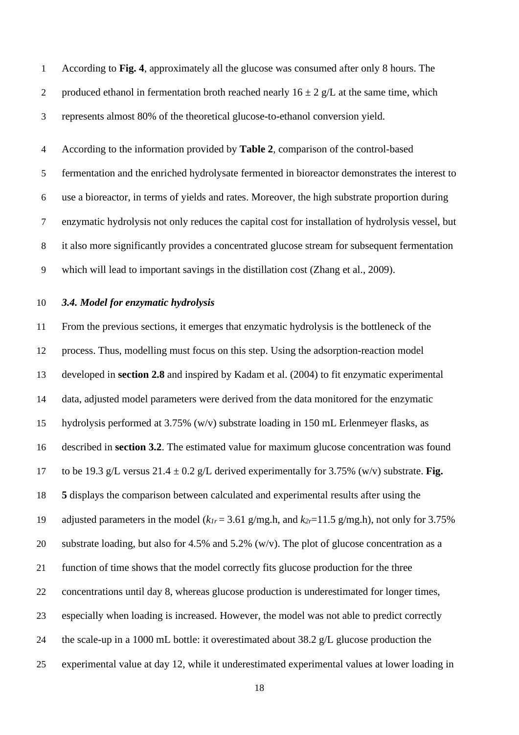According to **Fig. 4**, approximately all the glucose was consumed after only 8 hours. The produced ethanol in fermentation broth reached nearly $16 \pm 2$ g/L at the same time, which represents almost 80% of the theoretical glucose-to-ethanol conversion yield.

According to the information provided by **Table 2**, comparison of the control-based fermentation and the enriched hydrolysate fermented in bioreactor demonstrates the interest to use a bioreactor, in terms of yields and rates. Moreover, the high substrate proportion during enzymatic hydrolysis not only reduces the capital cost for installation of hydrolysis vessel, but it also more significantly provides a concentrated glucose stream for subsequent fermentation which will lead to important savings in the distillation cost (Zhang et al., 2009).

### *3.4. Model for enzymatic hydrolysis*

From the previous sections, it emerges that enzymatic hydrolysis is the bottleneck of the process. Thus, modelling must focus on this step. Using the adsorption-reaction model developed in **section 2.8** and inspired by Kadam et al. (2004) to fit enzymatic experimental data, adjusted model parameters were derived from the data monitored for the enzymatic hydrolysis performed at 3.75% (w/v) substrate loading in 150 mL Erlenmeyer flasks, as described in **section 3.2**. The estimated value for maximum glucose concentration was found to be 19.3 g/L versus $21.4 \pm 0.2$ g/L derived experimentally for 3.75% (w/v) substrate. **Fig. 5** displays the comparison between calculated and experimental results after using the adjusted parameters in the model ($k_{1r} = 3.61$ g/mg.h, and $k_{2r} = 11.5$ g/mg.h), not only for 3.75% substrate loading, but also for 4.5% and 5.2% (w/v). The plot of glucose concentration as a function of time shows that the model correctly fits glucose production for the three concentrations until day 8, whereas glucose production is underestimated for longer times, especially when loading is increased. However, the model was not able to predict correctly the scale-up in a 1000 mL bottle: it overestimated about 38.2 g/L glucose production the experimental value at day 12, while it underestimated experimental values at lower loading in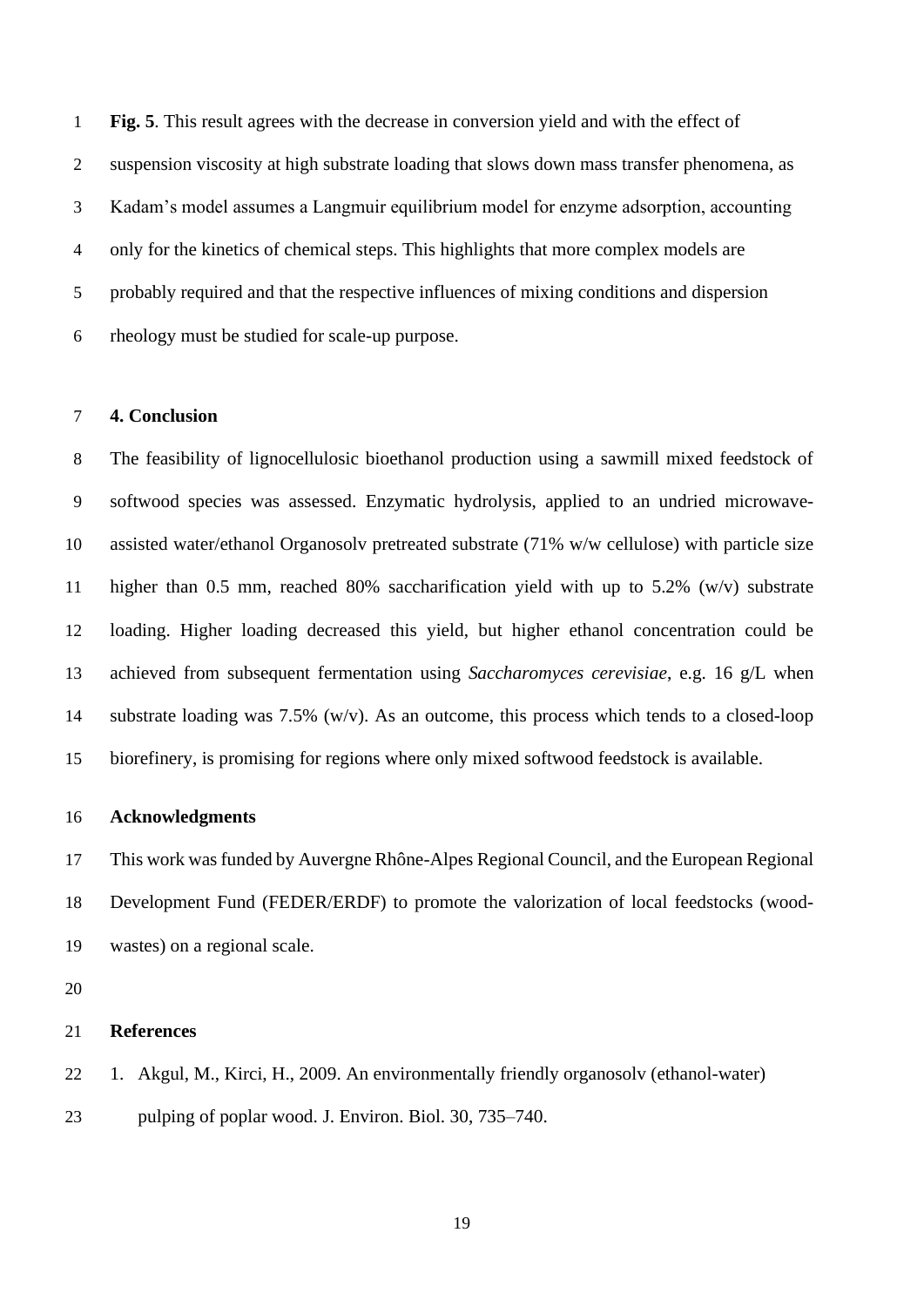**Fig. 5**. This result agrees with the decrease in conversion yield and with the effect of suspension viscosity at high substrate loading that slows down mass transfer phenomena, as Kadam's model assumes a Langmuir equilibrium model for enzyme adsorption, accounting only for the kinetics of chemical steps. This highlights that more complex models are probably required and that the respective influences of mixing conditions and dispersion rheology must be studied for scale-up purpose.

## 4. Conclusion

The feasibility of lignocellulosic bioethanol production using a sawmill mixed feedstock of softwood species was assessed. Enzymatic hydrolysis, applied to an undried microwave-assisted water/ethanol Organosolv pretreated substrate (71% w/w cellulose) with particle size higher than 0.5 mm, reached 80% saccharification yield with up to 5.2% (w/v) substrate loading. Higher loading decreased this yield, but higher ethanol concentration could be achieved from subsequent fermentation using *Saccharomyces cerevisiae*, e.g. 16 g/L when substrate loading was 7.5% (w/v). As an outcome, this process which tends to a closed-loop biorefinery, is promising for regions where only mixed softwood feedstock is available.

## Acknowledgments

This work was funded by Auvergne Rhône-Alpes Regional Council, and the European Regional Development Fund (FEDER/ERDF) to promote the valorization of local feedstocks (wood-wastes) on a regional scale.

## References

1. Akgul, M., Kirci, H., 2009. An environmentally friendly organosolv (ethanol-water) pulping of poplar wood. J. Environ. Biol. 30, 735–740.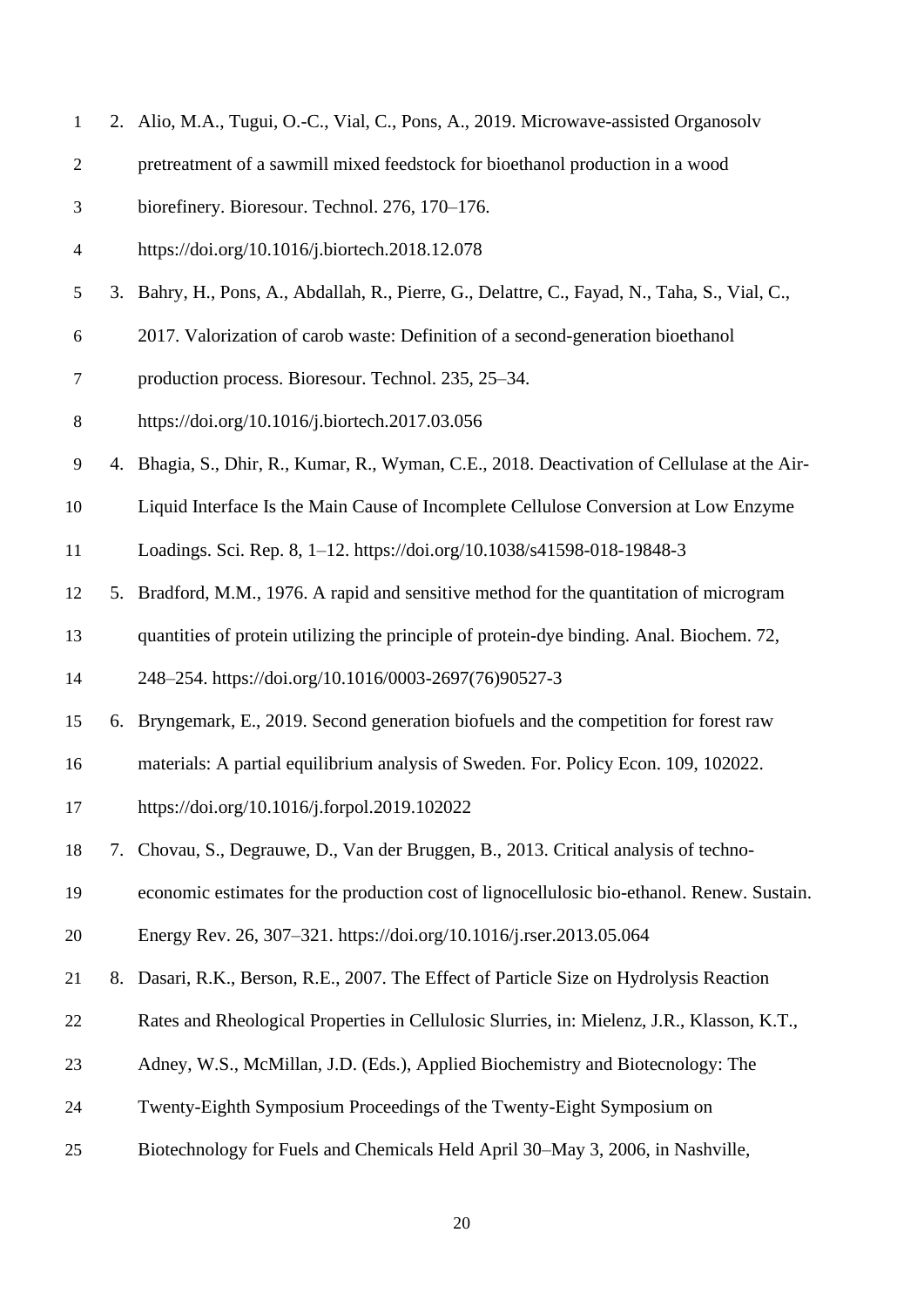2. Alio, M.A., Tugui, O.-C., Vial, C., Pons, A., 2019. Microwave-assisted Organosolv pretreatment of a sawmill mixed feedstock for bioethanol production in a wood biorefinery. Bioresour. Technol. 276, 170–176. https://doi.org/10.1016/j.biortech.2018.12.078
3. Bahry, H., Pons, A., Abdallah, R., Pierre, G., Delattre, C., Fayad, N., Taha, S., Vial, C., 2017. Valorization of carob waste: Definition of a second-generation bioethanol production process. Bioresour. Technol. 235, 25–34. https://doi.org/10.1016/j.biortech.2017.03.056
4. Bhagia, S., Dhir, R., Kumar, R., Wyman, C.E., 2018. Deactivation of Cellulase at the Air-Liquid Interface Is the Main Cause of Incomplete Cellulose Conversion at Low Enzyme Loadings. Sci. Rep. 8, 1–12. https://doi.org/10.1038/s41598-018-19848-3
5. Bradford, M.M., 1976. A rapid and sensitive method for the quantitation of microgram quantities of protein utilizing the principle of protein-dye binding. Anal. Biochem. 72, 248–254. https://doi.org/10.1016/0003-2697(76)90527-3
6. Bryngemark, E., 2019. Second generation biofuels and the competition for forest raw materials: A partial equilibrium analysis of Sweden. For. Policy Econ. 109, 102022. https://doi.org/10.1016/j.forpol.2019.102022
7. Chovau, S., Degrauwe, D., Van der Bruggen, B., 2013. Critical analysis of techno-economic estimates for the production cost of lignocellulosic bio-ethanol. Renew. Sustain. Energy Rev. 26, 307–321. https://doi.org/10.1016/j.rser.2013.05.064
8. Dasari, R.K., Berson, R.E., 2007. The Effect of Particle Size on Hydrolysis Reaction Rates and Rheological Properties in Cellulosic Slurries, in: Mielenz, J.R., Klasson, K.T., Adney, W.S., McMillan, J.D. (Eds.), Applied Biochemistry and Biotecnology: The Twenty-Eighth Symposium Proceedings of the Twenty-Eight Symposium on Biotechnology for Fuels and Chemicals Held April 30–May 3, 2006, in Nashville,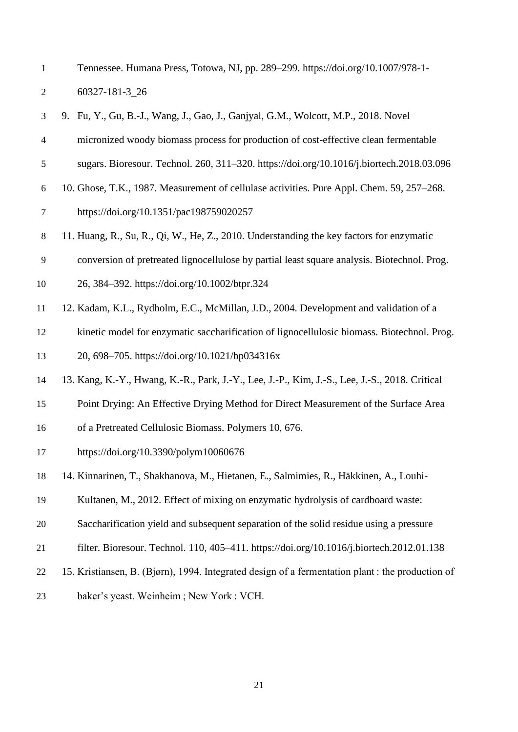Tennessee. Humana Press, Totowa, NJ, pp. 289–299. https://doi.org/10.1007/978-1-60327-181-3_26

9. Fu, Y., Gu, B.-J., Wang, J., Gao, J., Ganjyal, G.M., Wolcott, M.P., 2018. Novel micronized woody biomass process for production of cost-effective clean fermentable sugars. Bioresour. Technol. 260, 311–320. https://doi.org/10.1016/j.biortech.2018.03.096
10. Ghose, T.K., 1987. Measurement of cellulase activities. Pure Appl. Chem. 59, 257–268. https://doi.org/10.1351/pac198759020257
11. Huang, R., Su, R., Qi, W., He, Z., 2010. Understanding the key factors for enzymatic conversion of pretreated lignocellulose by partial least square analysis. Biotechnol. Prog. 26, 384–392. https://doi.org/10.1002/btpr.324
12. Kadam, K.L., Rydholm, E.C., McMillan, J.D., 2004. Development and validation of a kinetic model for enzymatic saccharification of lignocellulosic biomass. Biotechnol. Prog. 20, 698–705. https://doi.org/10.1021/bp034316x
13. Kang, K.-Y., Hwang, K.-R., Park, J.-Y., Lee, J.-P., Kim, J.-S., Lee, J.-S., 2018. Critical Point Drying: An Effective Drying Method for Direct Measurement of the Surface Area of a Pretreated Cellulosic Biomass. Polymers 10, 676. https://doi.org/10.3390/polym10060676
14. Kinnarinen, T., Shakhanova, M., Hietanen, E., Salmimies, R., Häkkinen, A., Louhi-Kultanen, M., 2012. Effect of mixing on enzymatic hydrolysis of cardboard waste: Saccharification yield and subsequent separation of the solid residue using a pressure filter. Bioresour. Technol. 110, 405–411. https://doi.org/10.1016/j.biortech.2012.01.138
15. Kristiansen, B. (Bjørn), 1994. Integrated design of a fermentation plant : the production of baker's yeast. Weinheim ; New York : VCH.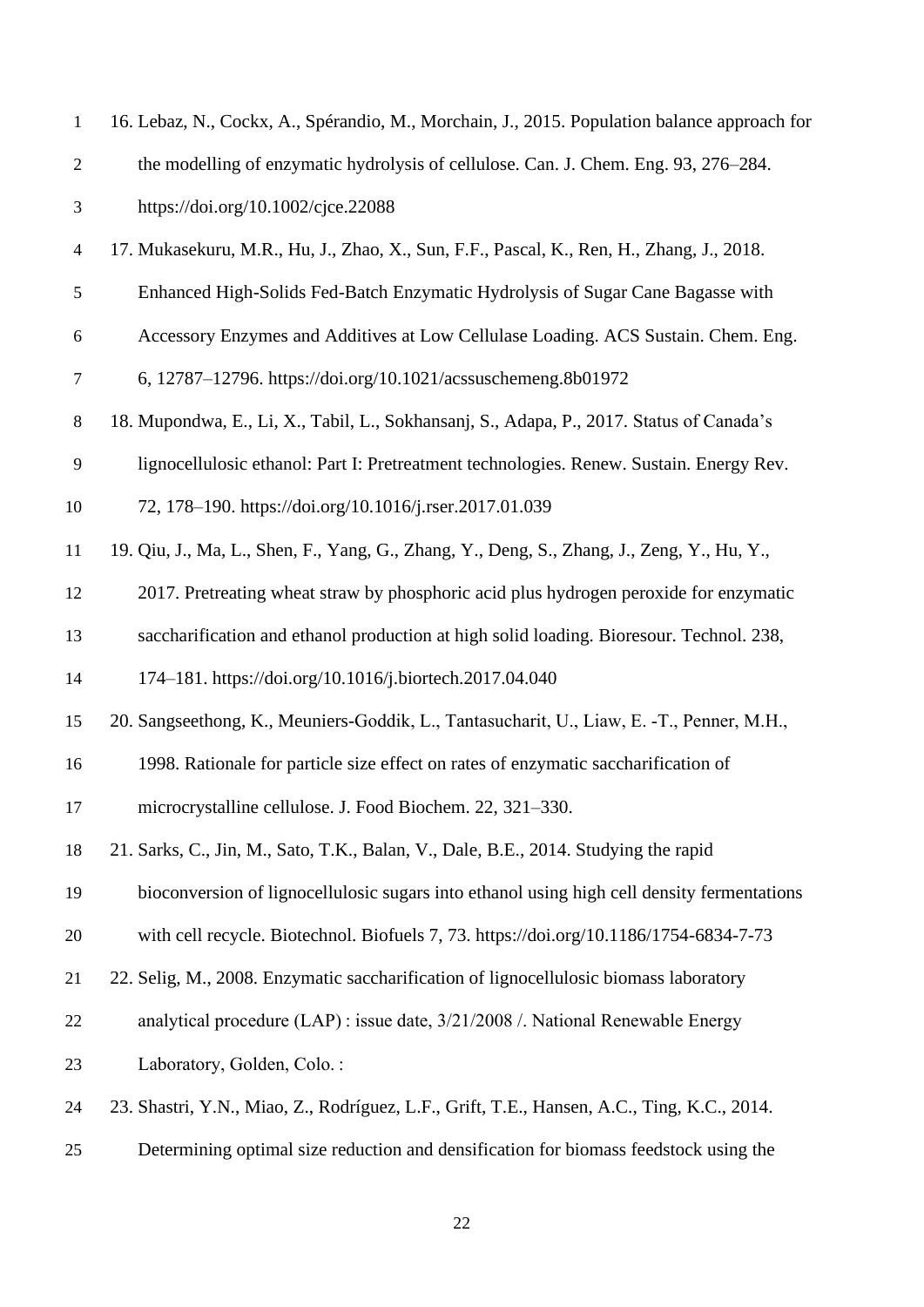16. Lebaz, N., Cockx, A., Spérandio, M., Morchain, J., 2015. Population balance approach for the modelling of enzymatic hydrolysis of cellulose. Can. J. Chem. Eng. 93, 276–284. https://doi.org/10.1002/cjce.22088
17. Mukasekuru, M.R., Hu, J., Zhao, X., Sun, F.F., Pascal, K., Ren, H., Zhang, J., 2018. Enhanced High-Solids Fed-Batch Enzymatic Hydrolysis of Sugar Cane Bagasse with Accessory Enzymes and Additives at Low Cellulase Loading. ACS Sustain. Chem. Eng. 6, 12787–12796. https://doi.org/10.1021/acssuschemeng.8b01972
18. Mupondwa, E., Li, X., Tabil, L., Sokhansanj, S., Adapa, P., 2017. Status of Canada's lignocellulosic ethanol: Part I: Pretreatment technologies. Renew. Sustain. Energy Rev. 72, 178–190. https://doi.org/10.1016/j.rser.2017.01.039
19. Qiu, J., Ma, L., Shen, F., Yang, G., Zhang, Y., Deng, S., Zhang, J., Zeng, Y., Hu, Y., 2017. Pretreating wheat straw by phosphoric acid plus hydrogen peroxide for enzymatic saccharification and ethanol production at high solid loading. Bioresour. Technol. 238, 174–181. https://doi.org/10.1016/j.biortech.2017.04.040
20. Sangseethong, K., Meuniers-Goddik, L., Tantasucharit, U., Liaw, E. -T., Penner, M.H., 1998. Rationale for particle size effect on rates of enzymatic saccharification of microcrystalline cellulose. J. Food Biochem. 22, 321–330.
21. Sarks, C., Jin, M., Sato, T.K., Balan, V., Dale, B.E., 2014. Studying the rapid bioconversion of lignocellulosic sugars into ethanol using high cell density fermentations with cell recycle. Biotechnol. Biofuels 7, 73. https://doi.org/10.1186/1754-6834-7-73
22. Selig, M., 2008. Enzymatic saccharification of lignocellulosic biomass laboratory analytical procedure (LAP) : issue date, 3/21/2008 /. National Renewable Energy Laboratory, Golden, Colo. :
23. Shastri, Y.N., Miao, Z., Rodríguez, L.F., Grift, T.E., Hansen, A.C., Ting, K.C., 2014. Determining optimal size reduction and densification for biomass feedstock using the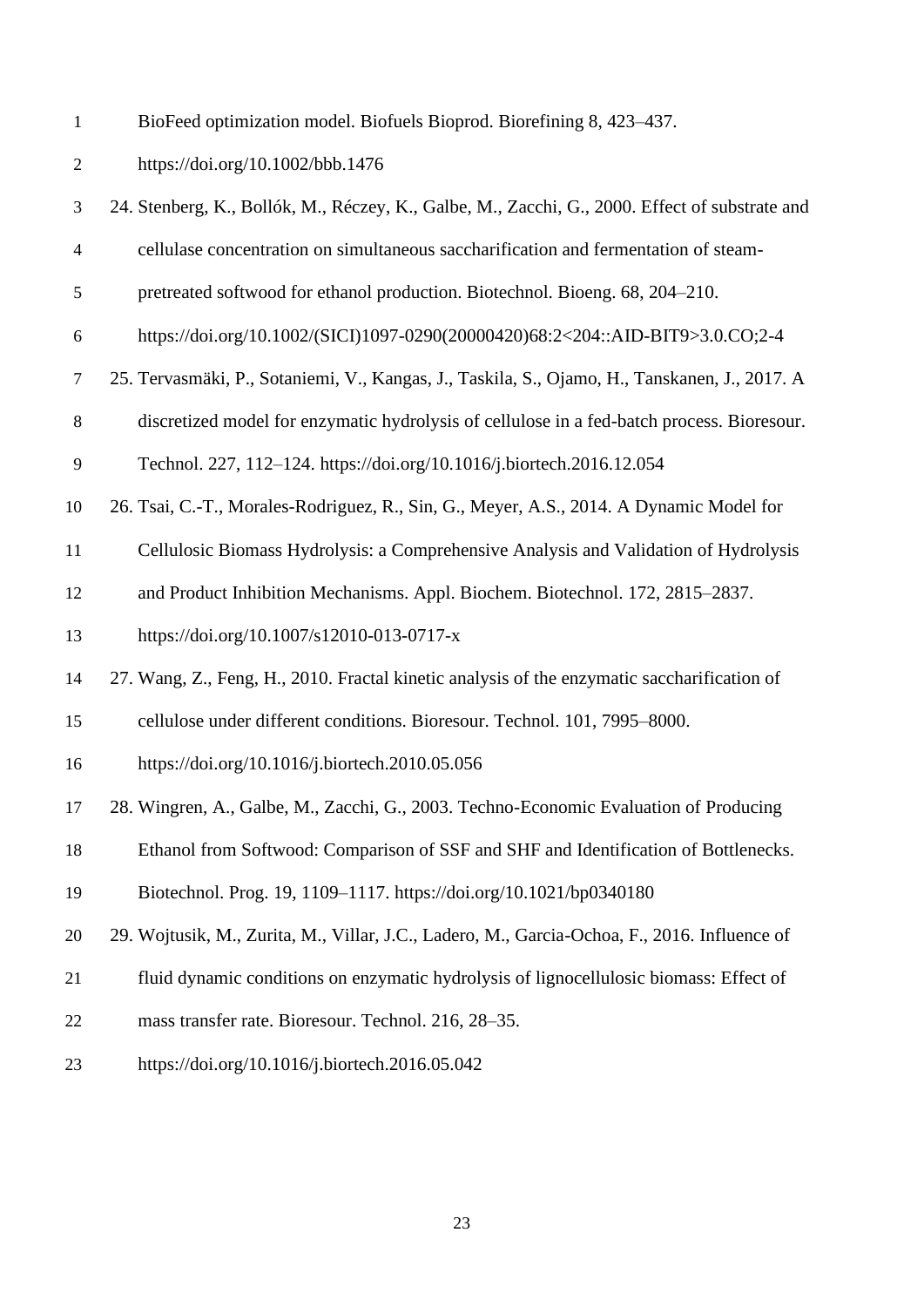BioFeed optimization model. Biofuels Bioprod. Biorefining 8, 423–437. https://doi.org/10.1002/bbb.1476

24. Stenberg, K., Bollók, M., Réczey, K., Galbe, M., Zacchi, G., 2000. Effect of substrate and cellulase concentration on simultaneous saccharification and fermentation of steam-pretreated softwood for ethanol production. Biotechnol. Bioeng. 68, 204–210. https://doi.org/10.1002/(SICI)1097-0290(20000420)68:2<204::AID-BIT9>3.0.CO;2-4
25. Tervasmäki, P., Sotaniemi, V., Kangas, J., Taskila, S., Ojamo, H., Tanskanen, J., 2017. A discretized model for enzymatic hydrolysis of cellulose in a fed-batch process. Bioresour. Technol. 227, 112–124. https://doi.org/10.1016/j.biortech.2016.12.054
26. Tsai, C.-T., Morales-Rodriguez, R., Sin, G., Meyer, A.S., 2014. A Dynamic Model for Cellulosic Biomass Hydrolysis: a Comprehensive Analysis and Validation of Hydrolysis and Product Inhibition Mechanisms. Appl. Biochem. Biotechnol. 172, 2815–2837. https://doi.org/10.1007/s12010-013-0717-x
27. Wang, Z., Feng, H., 2010. Fractal kinetic analysis of the enzymatic saccharification of cellulose under different conditions. Bioresour. Technol. 101, 7995–8000. https://doi.org/10.1016/j.biortech.2010.05.056
28. Wingren, A., Galbe, M., Zacchi, G., 2003. Techno-Economic Evaluation of Producing Ethanol from Softwood: Comparison of SSF and SHF and Identification of Bottlenecks. Biotechnol. Prog. 19, 1109–1117. https://doi.org/10.1021/bp0340180
29. Wojtusik, M., Zurita, M., Villar, J.C., Ladero, M., Garcia-Ochoa, F., 2016. Influence of fluid dynamic conditions on enzymatic hydrolysis of lignocellulosic biomass: Effect of mass transfer rate. Bioresour. Technol. 216, 28–35. https://doi.org/10.1016/j.biortech.2016.05.042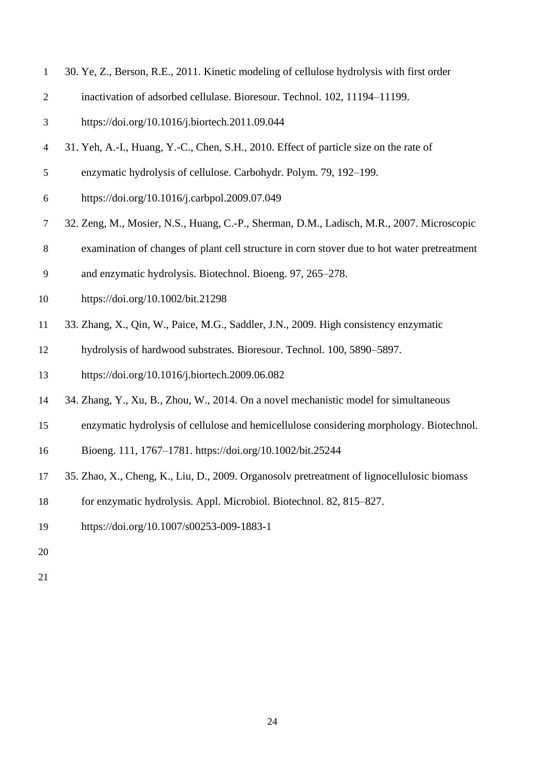30. Ye, Z., Berson, R.E., 2011. Kinetic modeling of cellulose hydrolysis with first order inactivation of adsorbed cellulase. Bioresour. Technol. 102, 11194–11199. https://doi.org/10.1016/j.biortech.2011.09.044

31. Yeh, A.-I., Huang, Y.-C., Chen, S.H., 2010. Effect of particle size on the rate of enzymatic hydrolysis of cellulose. Carbohydr. Polym. 79, 192–199. https://doi.org/10.1016/j.carbpol.2009.07.049

32. Zeng, M., Mosier, N.S., Huang, C.-P., Sherman, D.M., Ladisch, M.R., 2007. Microscopic examination of changes of plant cell structure in corn stover due to hot water pretreatment and enzymatic hydrolysis. Biotechnol. Bioeng. 97, 265–278. https://doi.org/10.1002/bit.21298

33. Zhang, X., Qin, W., Paice, M.G., Saddler, J.N., 2009. High consistency enzymatic hydrolysis of hardwood substrates. Bioresour. Technol. 100, 5890–5897. https://doi.org/10.1016/j.biortech.2009.06.082

34. Zhang, Y., Xu, B., Zhou, W., 2014. On a novel mechanistic model for simultaneous enzymatic hydrolysis of cellulose and hemicellulose considering morphology. Biotechnol. Bioeng. 111, 1767–1781. https://doi.org/10.1002/bit.25244

35. Zhao, X., Cheng, K., Liu, D., 2009. Organosolv pretreatment of lignocellulosic biomass for enzymatic hydrolysis. Appl. Microbiol. Biotechnol. 82, 815–827. https://doi.org/10.1007/s00253-009-1883-1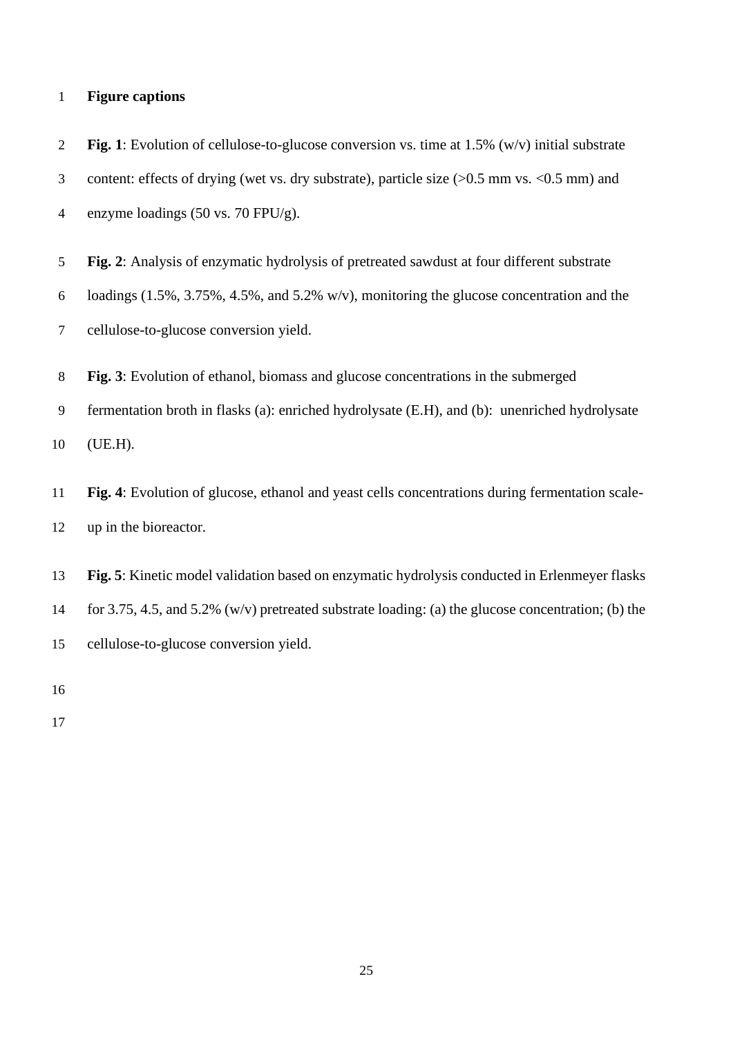**Figure captions**

**Fig. 1**: Evolution of cellulose-to-glucose conversion vs. time at 1.5% (w/v) initial substrate content: effects of drying (wet vs. dry substrate), particle size (>0.5 mm vs. <0.5 mm) and enzyme loadings (50 vs. 70 FPU/g).

**Fig. 2**: Analysis of enzymatic hydrolysis of pretreated sawdust at four different substrate loadings (1.5%, 3.75%, 4.5%, and 5.2% w/v), monitoring the glucose concentration and the cellulose-to-glucose conversion yield.

**Fig. 3**: Evolution of ethanol, biomass and glucose concentrations in the submerged fermentation broth in flasks (a): enriched hydrolysate (E.H), and (b): unenriched hydrolysate (UE.H).

**Fig. 4**: Evolution of glucose, ethanol and yeast cells concentrations during fermentation scale-up in the bioreactor.

**Fig. 5**: Kinetic model validation based on enzymatic hydrolysis conducted in Erlenmeyer flasks for 3.75, 4.5, and 5.2% (w/v) pretreated substrate loading: (a) the glucose concentration; (b) the cellulose-to-glucose conversion yield.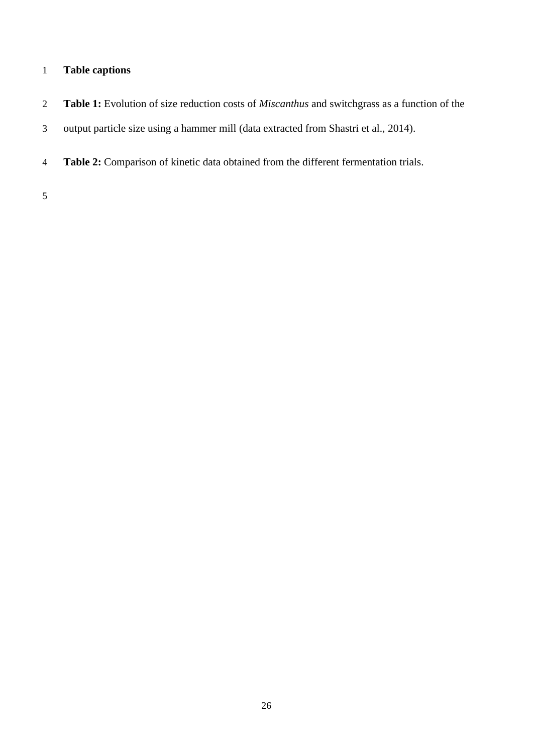**Table captions**

**Table 1:** Evolution of size reduction costs of *Miscanthus* and switchgrass as a function of the output particle size using a hammer mill (data extracted from Shastri et al., 2014).

**Table 2:** Comparison of kinetic data obtained from the different fermentation trials.